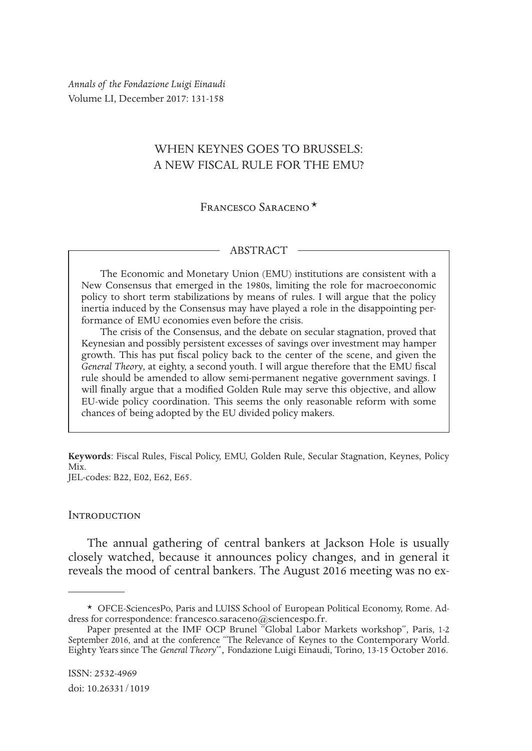Annals of the Fondazione Luigi Einaudi
Volume LI, December 2017: 131-158

# WHEN KEYNES GOES TO BRUSSELS: A NEW FISCAL RULE FOR THE EMU?

Francesco Saraceno *

## ABSTRACT

The Economic and Monetary Union (EMU) institutions are consistent with a New Consensus that emerged in the 1980s, limiting the role for macroeconomic policy to short term stabilizations by means of rules. I will argue that the policy inertia induced by the Consensus may have played a role in the disappointing performance of EMU economies even before the crisis.

The crisis of the Consensus, and the debate on secular stagnation, proved that Keynesian and possibly persistent excesses of savings over investment may hamper growth. This has put fiscal policy back to the center of the scene, and given the *General Theory*, at eighty, a second youth. I will argue therefore that the EMU fiscal rule should be amended to allow semi-permanent negative government savings. I will finally argue that a modified Golden Rule may serve this objective, and allow EU-wide policy coordination. This seems the only reasonable reform with some chances of being adopted by the EU divided policy makers.

**Keywords**: Fiscal Rules, Fiscal Policy, EMU, Golden Rule, Secular Stagnation, Keynes, Policy Mix.
JEL-codes: B22, E02, E62, E65.

## Introduction

The annual gathering of central bankers at Jackson Hole is usually closely watched, because it announces policy changes, and in general it reveals the mood of central bankers. The August 2016 meeting was no ex-

---

* OFCE-SciencesPo, Paris and LUISS School of European Political Economy, Rome. Address for correspondence: francesco.saraceno@sciencespo.fr.

Paper presented at the IMF OCP Brunel "Global Labor Markets workshop", Paris, 1-2 September 2016, and at the conference "The Relevance of Keynes to the Contemporary World. Eighty Years since The *General Theory*", Fondazione Luigi Einaudi, Torino, 13-15 October 2016.

ISSN: 2532-4969
doi: 10.26331/1019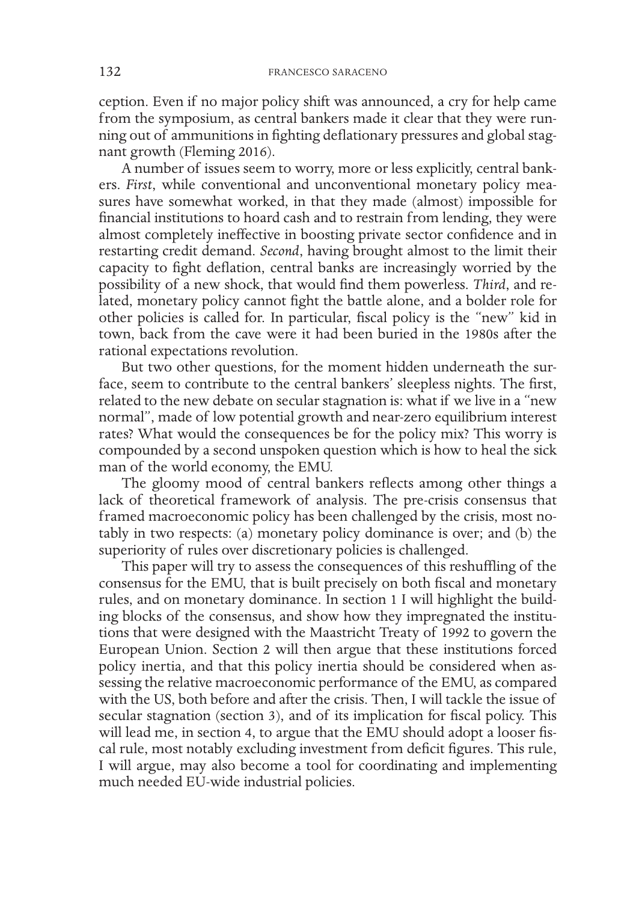ception. Even if no major policy shift was announced, a cry for help came from the symposium, as central bankers made it clear that they were running out of ammunitions in fighting deflationary pressures and global stagnant growth (Fleming 2016).

A number of issues seem to worry, more or less explicitly, central bankers. *First*, while conventional and unconventional monetary policy measures have somewhat worked, in that they made (almost) impossible for financial institutions to hoard cash and to restrain from lending, they were almost completely ineffective in boosting private sector confidence and in restarting credit demand. *Second*, having brought almost to the limit their capacity to fight deflation, central banks are increasingly worried by the possibility of a new shock, that would find them powerless. *Third*, and related, monetary policy cannot fight the battle alone, and a bolder role for other policies is called for. In particular, fiscal policy is the "new" kid in town, back from the cave were it had been buried in the 1980s after the rational expectations revolution.

But two other questions, for the moment hidden underneath the surface, seem to contribute to the central bankers' sleepless nights. The first, related to the new debate on secular stagnation is: what if we live in a "new normal", made of low potential growth and near-zero equilibrium interest rates? What would the consequences be for the policy mix? This worry is compounded by a second unspoken question which is how to heal the sick man of the world economy, the EMU.

The gloomy mood of central bankers reflects among other things a lack of theoretical framework of analysis. The pre-crisis consensus that framed macroeconomic policy has been challenged by the crisis, most notably in two respects: (a) monetary policy dominance is over; and (b) the superiority of rules over discretionary policies is challenged.

This paper will try to assess the consequences of this reshuffling of the consensus for the EMU, that is built precisely on both fiscal and monetary rules, and on monetary dominance. In section 1 I will highlight the building blocks of the consensus, and show how they impregnated the institutions that were designed with the Maastricht Treaty of 1992 to govern the European Union. Section 2 will then argue that these institutions forced policy inertia, and that this policy inertia should be considered when assessing the relative macroeconomic performance of the EMU, as compared with the US, both before and after the crisis. Then, I will tackle the issue of secular stagnation (section 3), and of its implication for fiscal policy. This will lead me, in section 4, to argue that the EMU should adopt a looser fiscal rule, most notably excluding investment from deficit figures. This rule, I will argue, may also become a tool for coordinating and implementing much needed EU-wide industrial policies.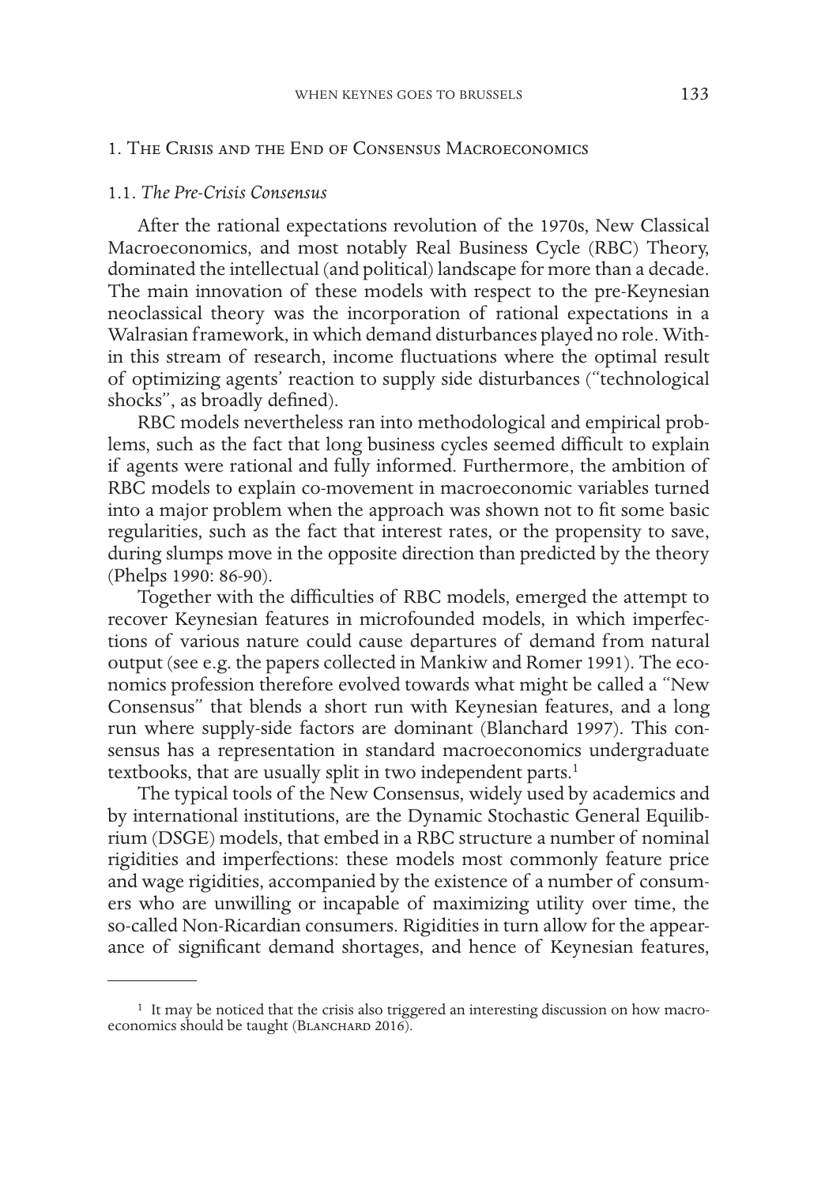## 1. The Crisis and the End of Consensus Macroeconomics

### 1.1. *The Pre-Crisis Consensus*

After the rational expectations revolution of the 1970s, New Classical Macroeconomics, and most notably Real Business Cycle (RBC) Theory, dominated the intellectual (and political) landscape for more than a decade. The main innovation of these models with respect to the pre-Keynesian neoclassical theory was the incorporation of rational expectations in a Walrasian framework, in which demand disturbances played no role. Within this stream of research, income fluctuations where the optimal result of optimizing agents' reaction to supply side disturbances ("technological shocks", as broadly defined).

RBC models nevertheless ran into methodological and empirical problems, such as the fact that long business cycles seemed difficult to explain if agents were rational and fully informed. Furthermore, the ambition of RBC models to explain co-movement in macroeconomic variables turned into a major problem when the approach was shown not to fit some basic regularities, such as the fact that interest rates, or the propensity to save, during slumps move in the opposite direction than predicted by the theory (Phelps 1990: 86-90).

Together with the difficulties of RBC models, emerged the attempt to recover Keynesian features in microfounded models, in which imperfections of various nature could cause departures of demand from natural output (see e.g. the papers collected in Mankiw and Romer 1991). The economics profession therefore evolved towards what might be called a "New Consensus" that blends a short run with Keynesian features, and a long run where supply-side factors are dominant (Blanchard 1997). This consensus has a representation in standard macroeconomics undergraduate textbooks, that are usually split in two independent parts.[1]

The typical tools of the New Consensus, widely used by academics and by international institutions, are the Dynamic Stochastic General Equilibrium (DSGE) models, that embed in a RBC structure a number of nominal rigidities and imperfections: these models most commonly feature price and wage rigidities, accompanied by the existence of a number of consumers who are unwilling or incapable of maximizing utility over time, the so-called Non-Ricardian consumers. Rigidities in turn allow for the appearance of significant demand shortages, and hence of Keynesian features,

---

[1] It may be noticed that the crisis also triggered an interesting discussion on how macroeconomics should be taught (Blanchard 2016).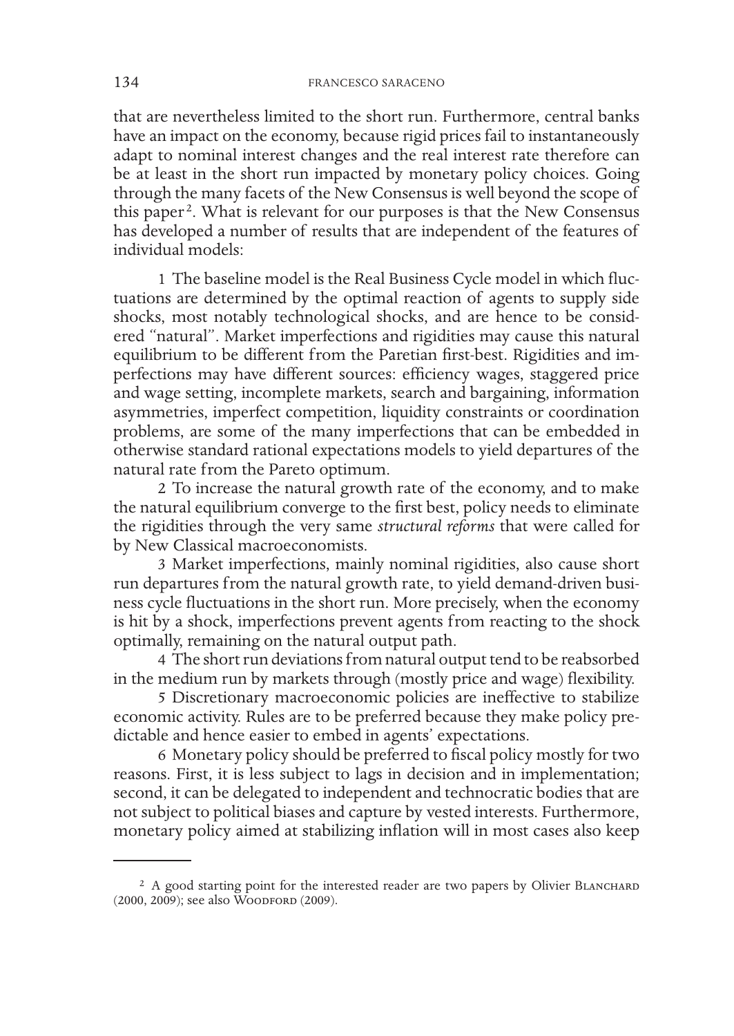that are nevertheless limited to the short run. Furthermore, central banks have an impact on the economy, because rigid prices fail to instantaneously adapt to nominal interest changes and the real interest rate therefore can be at least in the short run impacted by monetary policy choices. Going through the many facets of the New Consensus is well beyond the scope of this paper[2]. What is relevant for our purposes is that the New Consensus has developed a number of results that are independent of the features of individual models:

1 The baseline model is the Real Business Cycle model in which fluctuations are determined by the optimal reaction of agents to supply side shocks, most notably technological shocks, and are hence to be considered "natural". Market imperfections and rigidities may cause this natural equilibrium to be different from the Paretian first-best. Rigidities and imperfections may have different sources: efficiency wages, staggered price and wage setting, incomplete markets, search and bargaining, information asymmetries, imperfect competition, liquidity constraints or coordination problems, are some of the many imperfections that can be embedded in otherwise standard rational expectations models to yield departures of the natural rate from the Pareto optimum.

2 To increase the natural growth rate of the economy, and to make the natural equilibrium converge to the first best, policy needs to eliminate the rigidities through the very same *structural reforms* that were called for by New Classical macroeconomists.

3 Market imperfections, mainly nominal rigidities, also cause short run departures from the natural growth rate, to yield demand-driven business cycle fluctuations in the short run. More precisely, when the economy is hit by a shock, imperfections prevent agents from reacting to the shock optimally, remaining on the natural output path.

4 The short run deviations from natural output tend to be reabsorbed in the medium run by markets through (mostly price and wage) flexibility.

5 Discretionary macroeconomic policies are ineffective to stabilize economic activity. Rules are to be preferred because they make policy predictable and hence easier to embed in agents' expectations.

6 Monetary policy should be preferred to fiscal policy mostly for two reasons. First, it is less subject to lags in decision and in implementation; second, it can be delegated to independent and technocratic bodies that are not subject to political biases and capture by vested interests. Furthermore, monetary policy aimed at stabilizing inflation will in most cases also keep

[2] A good starting point for the interested reader are two papers by Olivier Blanchard (2000, 2009); see also Woodford (2009).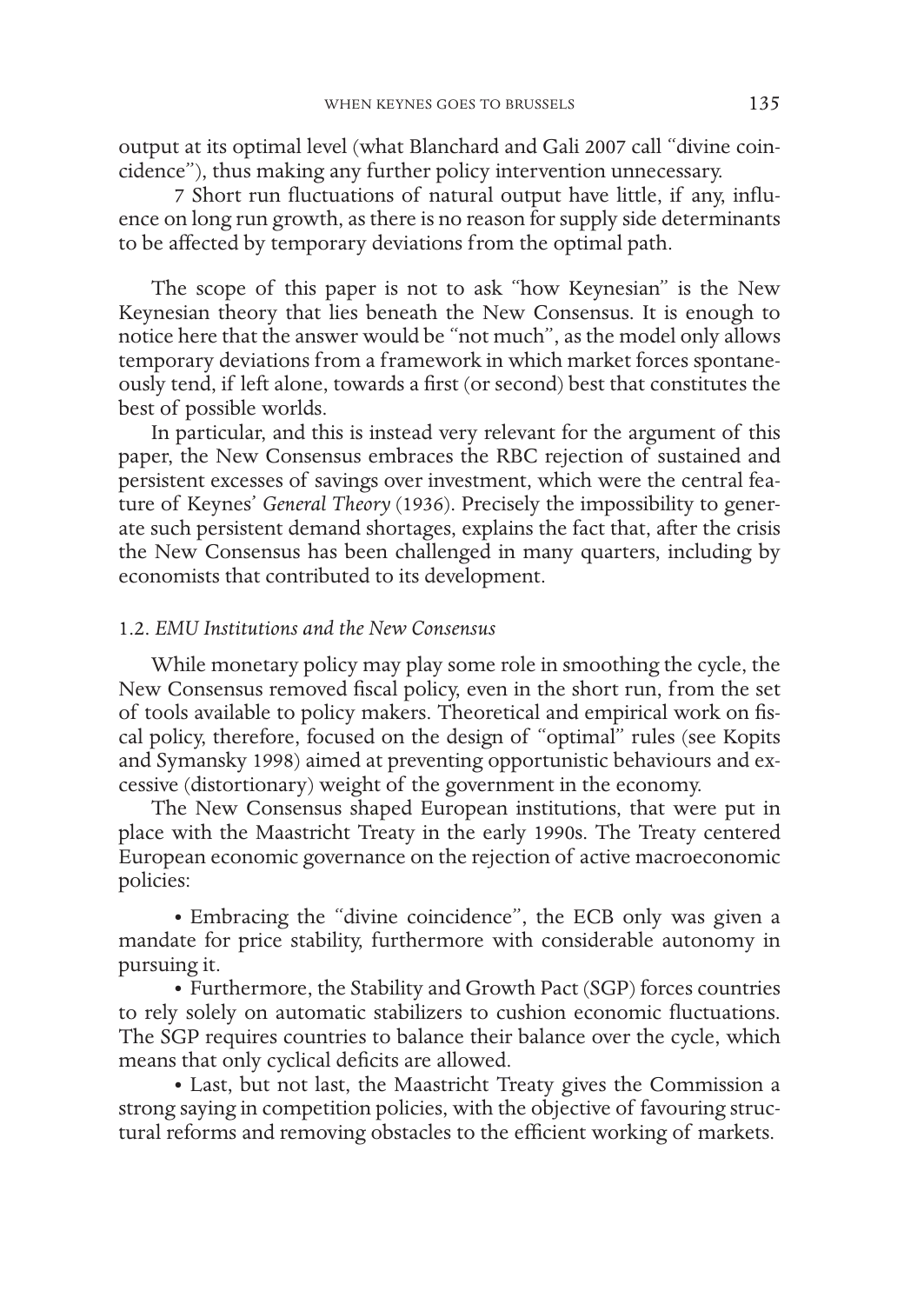output at its optimal level (what Blanchard and Gali 2007 call "divine coincidence"), thus making any further policy intervention unnecessary.

7 Short run fluctuations of natural output have little, if any, influence on long run growth, as there is no reason for supply side determinants to be affected by temporary deviations from the optimal path.

The scope of this paper is not to ask "how Keynesian" is the New Keynesian theory that lies beneath the New Consensus. It is enough to notice here that the answer would be "not much", as the model only allows temporary deviations from a framework in which market forces spontaneously tend, if left alone, towards a first (or second) best that constitutes the best of possible worlds.

In particular, and this is instead very relevant for the argument of this paper, the New Consensus embraces the RBC rejection of sustained and persistent excesses of savings over investment, which were the central feature of Keynes' *General Theory* (1936). Precisely the impossibility to generate such persistent demand shortages, explains the fact that, after the crisis the New Consensus has been challenged in many quarters, including by economists that contributed to its development.

### 1.2. *EMU Institutions and the New Consensus*

While monetary policy may play some role in smoothing the cycle, the New Consensus removed fiscal policy, even in the short run, from the set of tools available to policy makers. Theoretical and empirical work on fiscal policy, therefore, focused on the design of "optimal" rules (see Kopits and Symansky 1998) aimed at preventing opportunistic behaviours and excessive (distortionary) weight of the government in the economy.

The New Consensus shaped European institutions, that were put in place with the Maastricht Treaty in the early 1990s. The Treaty centered European economic governance on the rejection of active macroeconomic policies:

- Embracing the "divine coincidence", the ECB only was given a mandate for price stability, furthermore with considerable autonomy in pursuing it.
- Furthermore, the Stability and Growth Pact (SGP) forces countries to rely solely on automatic stabilizers to cushion economic fluctuations. The SGP requires countries to balance their balance over the cycle, which means that only cyclical deficits are allowed.
- Last, but not last, the Maastricht Treaty gives the Commission a strong saying in competition policies, with the objective of favouring structural reforms and removing obstacles to the efficient working of markets.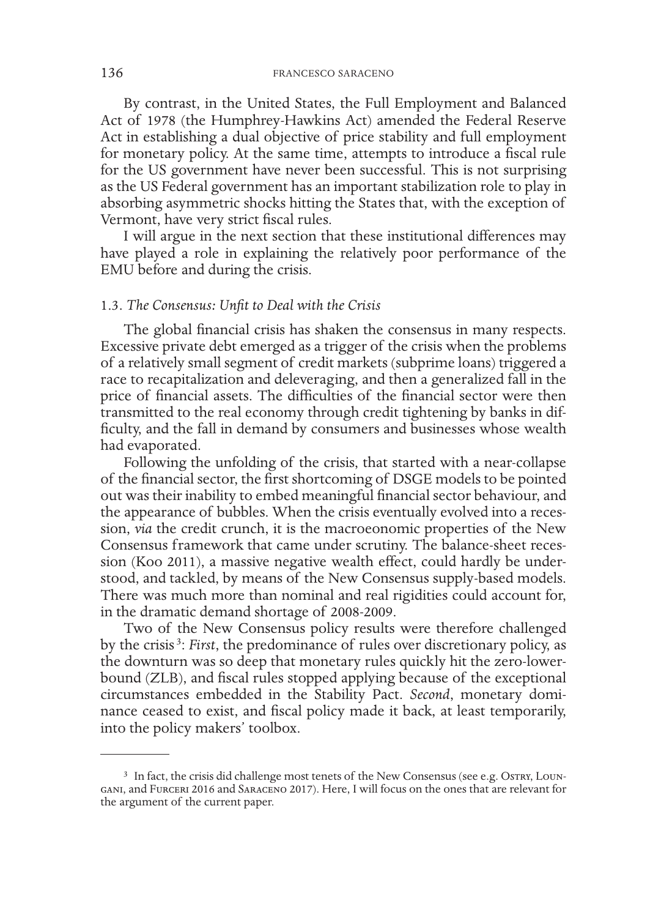By contrast, in the United States, the Full Employment and Balanced Act of 1978 (the Humphrey-Hawkins Act) amended the Federal Reserve Act in establishing a dual objective of price stability and full employment for monetary policy. At the same time, attempts to introduce a fiscal rule for the US government have never been successful. This is not surprising as the US Federal government has an important stabilization role to play in absorbing asymmetric shocks hitting the States that, with the exception of Vermont, have very strict fiscal rules.

I will argue in the next section that these institutional differences may have played a role in explaining the relatively poor performance of the EMU before and during the crisis.

### 1.3. *The Consensus: Unfit to Deal with the Crisis*

The global financial crisis has shaken the consensus in many respects. Excessive private debt emerged as a trigger of the crisis when the problems of a relatively small segment of credit markets (subprime loans) triggered a race to recapitalization and deleveraging, and then a generalized fall in the price of financial assets. The difficulties of the financial sector were then transmitted to the real economy through credit tightening by banks in difficulty, and the fall in demand by consumers and businesses whose wealth had evaporated.

Following the unfolding of the crisis, that started with a near-collapse of the financial sector, the first shortcoming of DSGE models to be pointed out was their inability to embed meaningful financial sector behaviour, and the appearance of bubbles. When the crisis eventually evolved into a recession, *via* the credit crunch, it is the macroeonomic properties of the New Consensus framework that came under scrutiny. The balance-sheet recession (Koo 2011), a massive negative wealth effect, could hardly be understood, and tackled, by means of the New Consensus supply-based models. There was much more than nominal and real rigidities could account for, in the dramatic demand shortage of 2008-2009.

Two of the New Consensus policy results were therefore challenged by the crisis [3]: *First*, the predominance of rules over discretionary policy, as the downturn was so deep that monetary rules quickly hit the zero-lower-bound (ZLB), and fiscal rules stopped applying because of the exceptional circumstances embedded in the Stability Pact. *Second*, monetary dominance ceased to exist, and fiscal policy made it back, at least temporarily, into the policy makers' toolbox.

---

[3] In fact, the crisis did challenge most tenets of the New Consensus (see e.g. Ostry, Loungani, and Furceri 2016 and Saraceno 2017). Here, I will focus on the ones that are relevant for the argument of the current paper.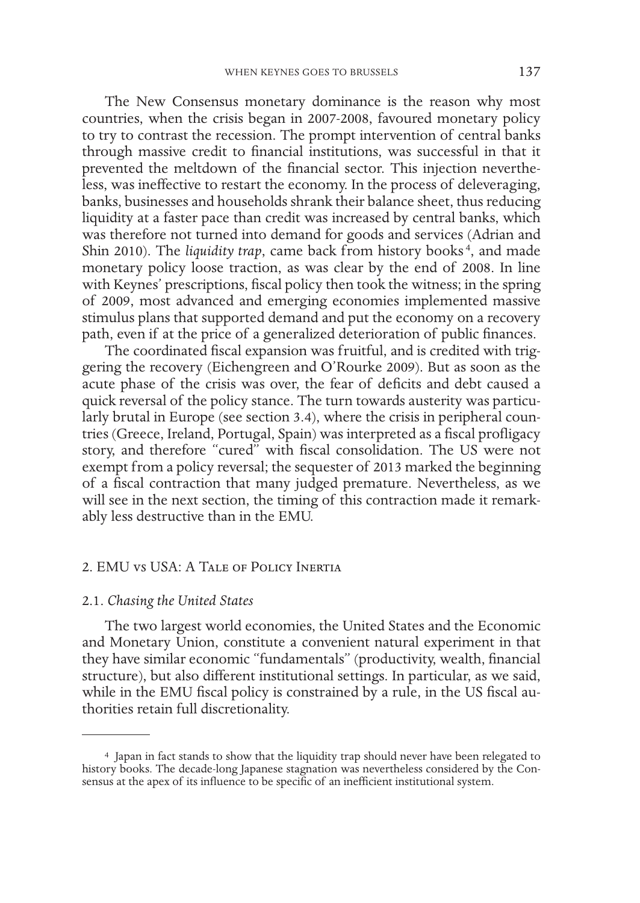The New Consensus monetary dominance is the reason why most countries, when the crisis began in 2007-2008, favoured monetary policy to try to contrast the recession. The prompt intervention of central banks through massive credit to financial institutions, was successful in that it prevented the meltdown of the financial sector. This injection nevertheless, was ineffective to restart the economy. In the process of deleveraging, banks, businesses and households shrank their balance sheet, thus reducing liquidity at a faster pace than credit was increased by central banks, which was therefore not turned into demand for goods and services (Adrian and Shin 2010). The *liquidity trap*, came back from history books[4], and made monetary policy loose traction, as was clear by the end of 2008. In line with Keynes' prescriptions, fiscal policy then took the witness; in the spring of 2009, most advanced and emerging economies implemented massive stimulus plans that supported demand and put the economy on a recovery path, even if at the price of a generalized deterioration of public finances.

The coordinated fiscal expansion was fruitful, and is credited with triggering the recovery (Eichengreen and O'Rourke 2009). But as soon as the acute phase of the crisis was over, the fear of deficits and debt caused a quick reversal of the policy stance. The turn towards austerity was particularly brutal in Europe (see section 3.4), where the crisis in peripheral countries (Greece, Ireland, Portugal, Spain) was interpreted as a fiscal profligacy story, and therefore "cured" with fiscal consolidation. The US were not exempt from a policy reversal; the sequester of 2013 marked the beginning of a fiscal contraction that many judged premature. Nevertheless, as we will see in the next section, the timing of this contraction made it remarkably less destructive than in the EMU.

## 2. EMU vs USA: A Tale of Policy Inertia

### 2.1. *Chasing the United States*

The two largest world economies, the United States and the Economic and Monetary Union, constitute a convenient natural experiment in that they have similar economic "fundamentals" (productivity, wealth, financial structure), but also different institutional settings. In particular, as we said, while in the EMU fiscal policy is constrained by a rule, in the US fiscal authorities retain full discretionality.

---

[4] Japan in fact stands to show that the liquidity trap should never have been relegated to history books. The decade-long Japanese stagnation was nevertheless considered by the Consensus at the apex of its influence to be specific of an inefficient institutional system.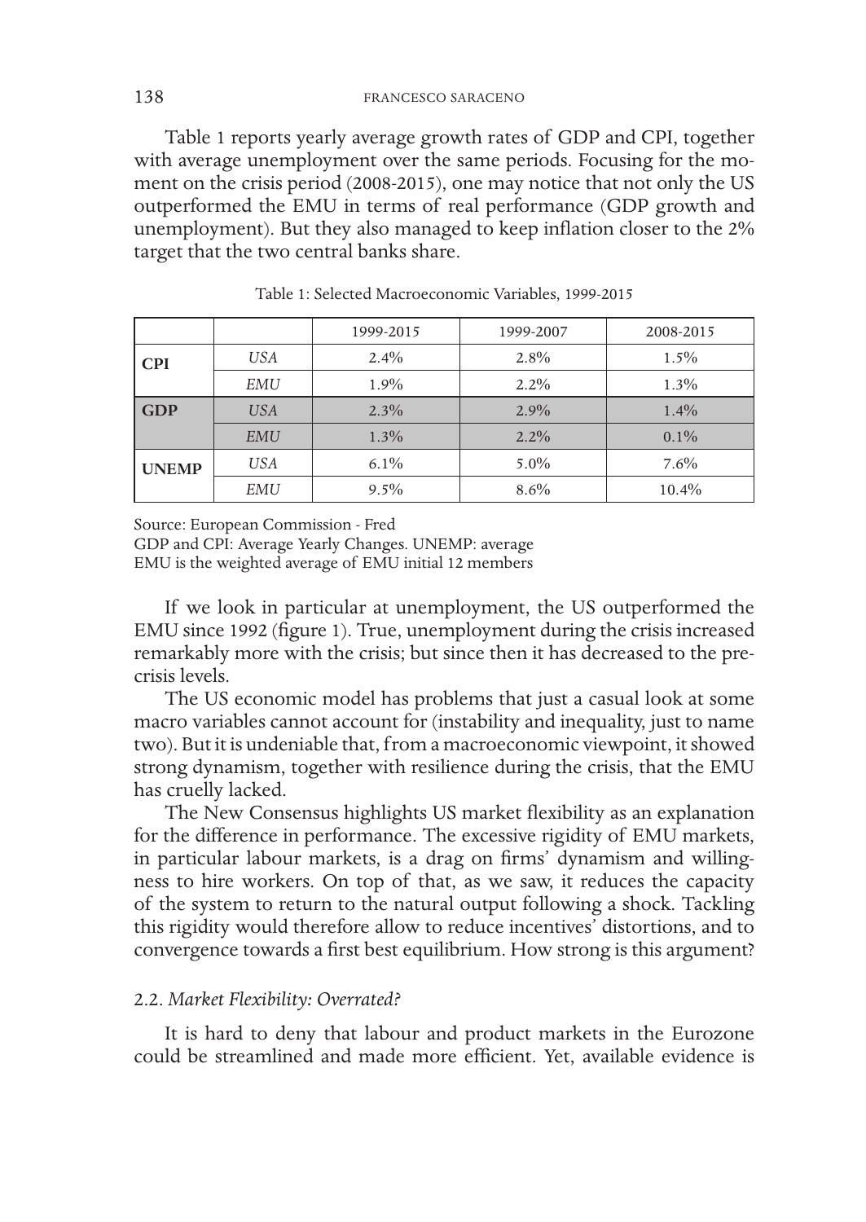Table 1 reports yearly average growth rates of GDP and CPI, together with average unemployment over the same periods. Focusing for the moment on the crisis period (2008-2015), one may notice that not only the US outperformed the EMU in terms of real performance (GDP growth and unemployment). But they also managed to keep inflation closer to the 2% target that the two central banks share.

Table 1: Selected Macroeconomic Variables, 1999-2015

| | | 1999-2015 | 1999-2007 | 2008-2015 |
|---|---|---|---|---|
| **CPI** | *USA* | 2.4% | 2.8% | 1.5% |
| | *EMU* | 1.9% | 2.2% | 1.3% |
| **GDP** | *USA* | 2.3% | 2.9% | 1.4% |
| | *EMU* | 1.3% | 2.2% | 0.1% |
| **UNEMP** | *USA* | 6.1% | 5.0% | 7.6% |
| | *EMU* | 9.5% | 8.6% | 10.4% |

Source: European Commission - Fred
GDP and CPI: Average Yearly Changes. UNEMP: average
EMU is the weighted average of EMU initial 12 members

If we look in particular at unemployment, the US outperformed the EMU since 1992 (figure 1). True, unemployment during the crisis increased remarkably more with the crisis; but since then it has decreased to the pre-crisis levels.

The US economic model has problems that just a casual look at some macro variables cannot account for (instability and inequality, just to name two). But it is undeniable that, from a macroeconomic viewpoint, it showed strong dynamism, together with resilience during the crisis, that the EMU has cruelly lacked.

The New Consensus highlights US market flexibility as an explanation for the difference in performance. The excessive rigidity of EMU markets, in particular labour markets, is a drag on firms' dynamism and willingness to hire workers. On top of that, as we saw, it reduces the capacity of the system to return to the natural output following a shock. Tackling this rigidity would therefore allow to reduce incentives' distortions, and to convergence towards a first best equilibrium. How strong is this argument?

### 2.2. *Market Flexibility: Overrated?*

It is hard to deny that labour and product markets in the Eurozone could be streamlined and made more efficient. Yet, available evidence is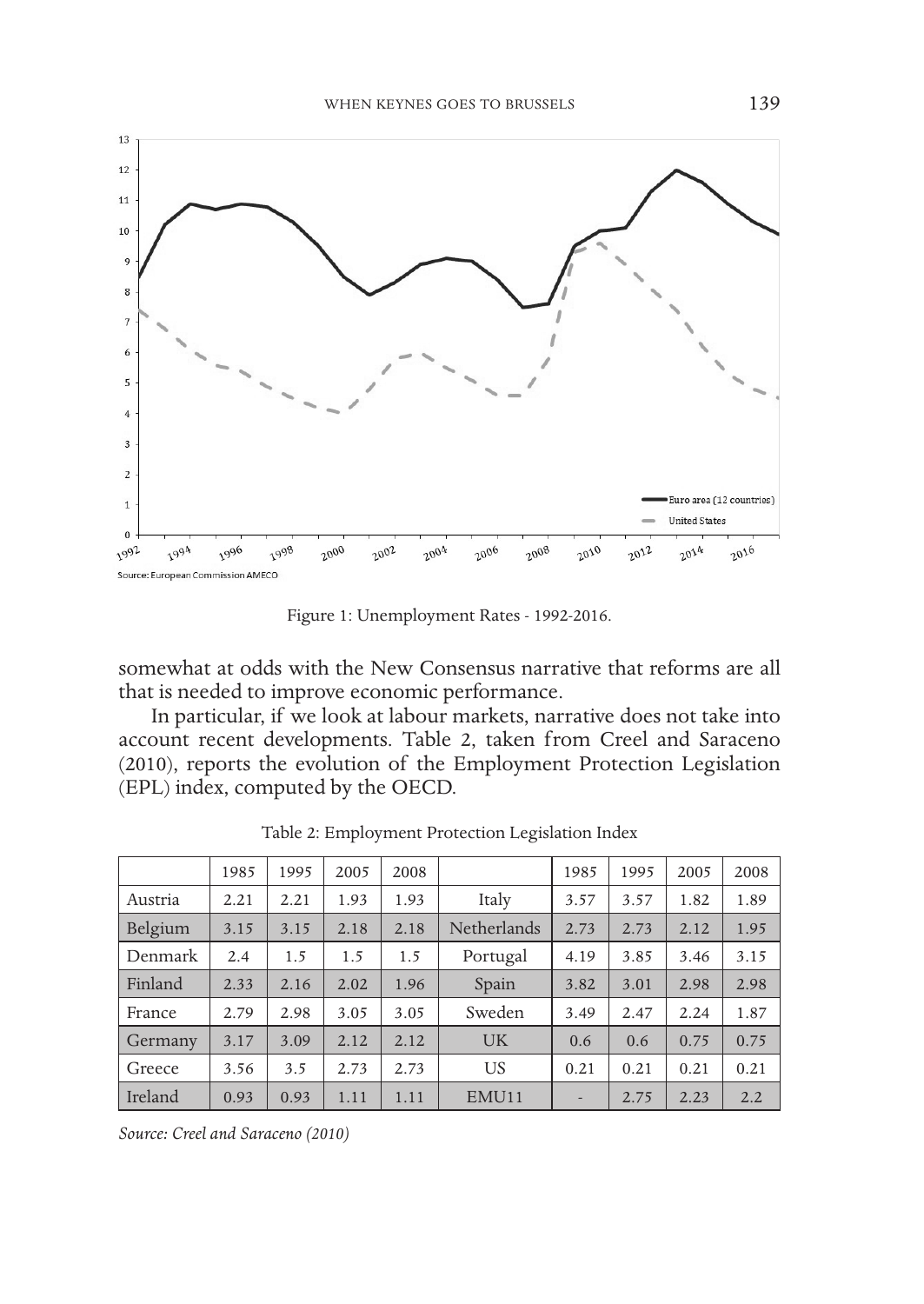Figure 1: Unemployment Rates - 1992-2016.

somewhat at odds with the New Consensus narrative that reforms are all that is needed to improve economic performance.

In particular, if we look at labour markets, narrative does not take into account recent developments. Table 2, taken from Creel and Saraceno (2010), reports the evolution of the Employment Protection Legislation (EPL) index, computed by the OECD.

Table 2: Employment Protection Legislation Index

| | 1985 | 1995 | 2005 | 2008 | | 1985 | 1995 | 2005 | 2008 |
|---|---|---|---|---|---|---|---|---|---|
| Austria | 2.21 | 2.21 | 1.93 | 1.93 | Italy | 3.57 | 3.57 | 1.82 | 1.89 |
| Belgium | 3.15 | 3.15 | 2.18 | 2.18 | Netherlands | 2.73 | 2.73 | 2.12 | 1.95 |
| Denmark | 2.4 | 1.5 | 1.5 | 1.5 | Portugal | 4.19 | 3.85 | 3.46 | 3.15 |
| Finland | 2.33 | 2.16 | 2.02 | 1.96 | Spain | 3.82 | 3.01 | 2.98 | 2.98 |
| France | 2.79 | 2.98 | 3.05 | 3.05 | Sweden | 3.49 | 2.47 | 2.24 | 1.87 |
| Germany | 3.17 | 3.09 | 2.12 | 2.12 | UK | 0.6 | 0.6 | 0.75 | 0.75 |
| Greece | 3.56 | 3.5 | 2.73 | 2.73 | US | 0.21 | 0.21 | 0.21 | 0.21 |
| Ireland | 0.93 | 0.93 | 1.11 | 1.11 | EMU11 | - | 2.75 | 2.23 | 2.2 |

*Source: Creel and Saraceno (2010)*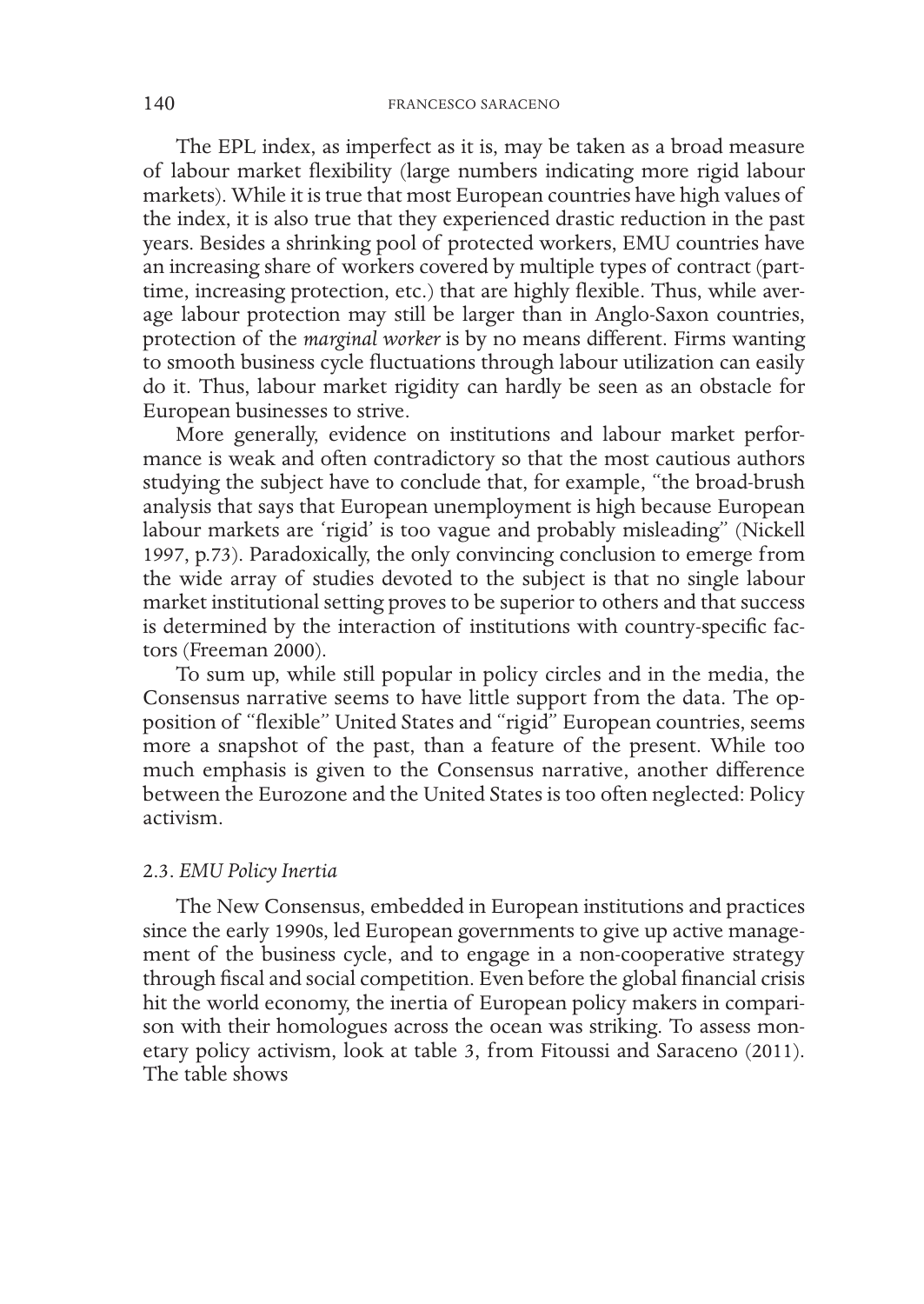The EPL index, as imperfect as it is, may be taken as a broad measure of labour market flexibility (large numbers indicating more rigid labour markets). While it is true that most European countries have high values of the index, it is also true that they experienced drastic reduction in the past years. Besides a shrinking pool of protected workers, EMU countries have an increasing share of workers covered by multiple types of contract (part-time, increasing protection, etc.) that are highly flexible. Thus, while average labour protection may still be larger than in Anglo-Saxon countries, protection of the *marginal worker* is by no means different. Firms wanting to smooth business cycle fluctuations through labour utilization can easily do it. Thus, labour market rigidity can hardly be seen as an obstacle for European businesses to strive.

More generally, evidence on institutions and labour market performance is weak and often contradictory so that the most cautious authors studying the subject have to conclude that, for example, "the broad-brush analysis that says that European unemployment is high because European labour markets are 'rigid' is too vague and probably misleading" (Nickell 1997, p.73). Paradoxically, the only convincing conclusion to emerge from the wide array of studies devoted to the subject is that no single labour market institutional setting proves to be superior to others and that success is determined by the interaction of institutions with country-specific factors (Freeman 2000).

To sum up, while still popular in policy circles and in the media, the Consensus narrative seems to have little support from the data. The opposition of "flexible" United States and "rigid" European countries, seems more a snapshot of the past, than a feature of the present. While too much emphasis is given to the Consensus narrative, another difference between the Eurozone and the United States is too often neglected: Policy activism.

### 2.3. *EMU Policy Inertia*

The New Consensus, embedded in European institutions and practices since the early 1990s, led European governments to give up active management of the business cycle, and to engage in a non-cooperative strategy through fiscal and social competition. Even before the global financial crisis hit the world economy, the inertia of European policy makers in comparison with their homologues across the ocean was striking. To assess monetary policy activism, look at table 3, from Fitoussi and Saraceno (2011). The table shows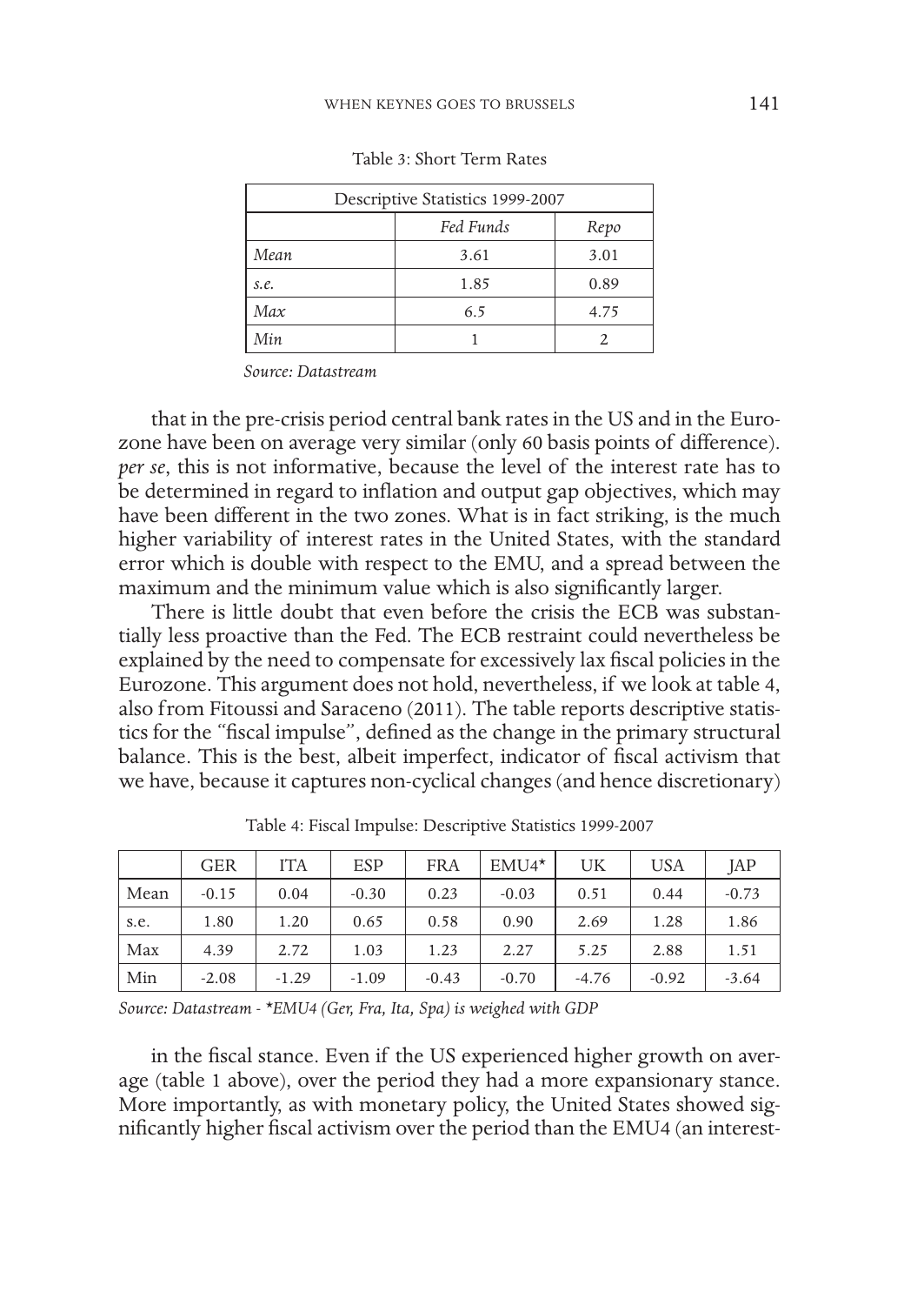Table 3: Short Term Rates

| Descriptive Statistics 1999-2007 | | |
|---|---|---|
| | *Fed Funds* | *Repo* |
| *Mean* | 3.61 | 3.01 |
| *s.e.* | 1.85 | 0.89 |
| *Max* | 6.5 | 4.75 |
| *Min* | 1 | 2 |

*Source: Datastream*

that in the pre-crisis period central bank rates in the US and in the Eurozone have been on average very similar (only 60 basis points of difference). *per se*, this is not informative, because the level of the interest rate has to be determined in regard to inflation and output gap objectives, which may have been different in the two zones. What is in fact striking, is the much higher variability of interest rates in the United States, with the standard error which is double with respect to the EMU, and a spread between the maximum and the minimum value which is also significantly larger.

There is little doubt that even before the crisis the ECB was substantially less proactive than the Fed. The ECB restraint could nevertheless be explained by the need to compensate for excessively lax fiscal policies in the Eurozone. This argument does not hold, nevertheless, if we look at table 4, also from Fitoussi and Saraceno (2011). The table reports descriptive statistics for the "fiscal impulse", defined as the change in the primary structural balance. This is the best, albeit imperfect, indicator of fiscal activism that we have, because it captures non-cyclical changes (and hence discretionary) in the fiscal stance. Even if the US experienced higher growth on average (table 1 above), over the period they had a more expansionary stance. More importantly, as with monetary policy, the United States showed significantly higher fiscal activism over the period than the EMU4 (an interest-

Table 4: Fiscal Impulse: Descriptive Statistics 1999-2007

| | GER | ITA | ESP | FRA | EMU4* | UK | USA | JAP |
|---|---|---|---|---|---|---|---|---|
| Mean | -0.15 | 0.04 | -0.30 | 0.23 | -0.03 | 0.51 | 0.44 | -0.73 |
| s.e. | 1.80 | 1.20 | 0.65 | 0.58 | 0.90 | 2.69 | 1.28 | 1.86 |
| Max | 4.39 | 2.72 | 1.03 | 1.23 | 2.27 | 5.25 | 2.88 | 1.51 |
| Min | -2.08 | -1.29 | -1.09 | -0.43 | -0.70 | -4.76 | -0.92 | -3.64 |

*Source: Datastream - *EMU4 (Ger, Fra, Ita, Spa) is weighed with GDP*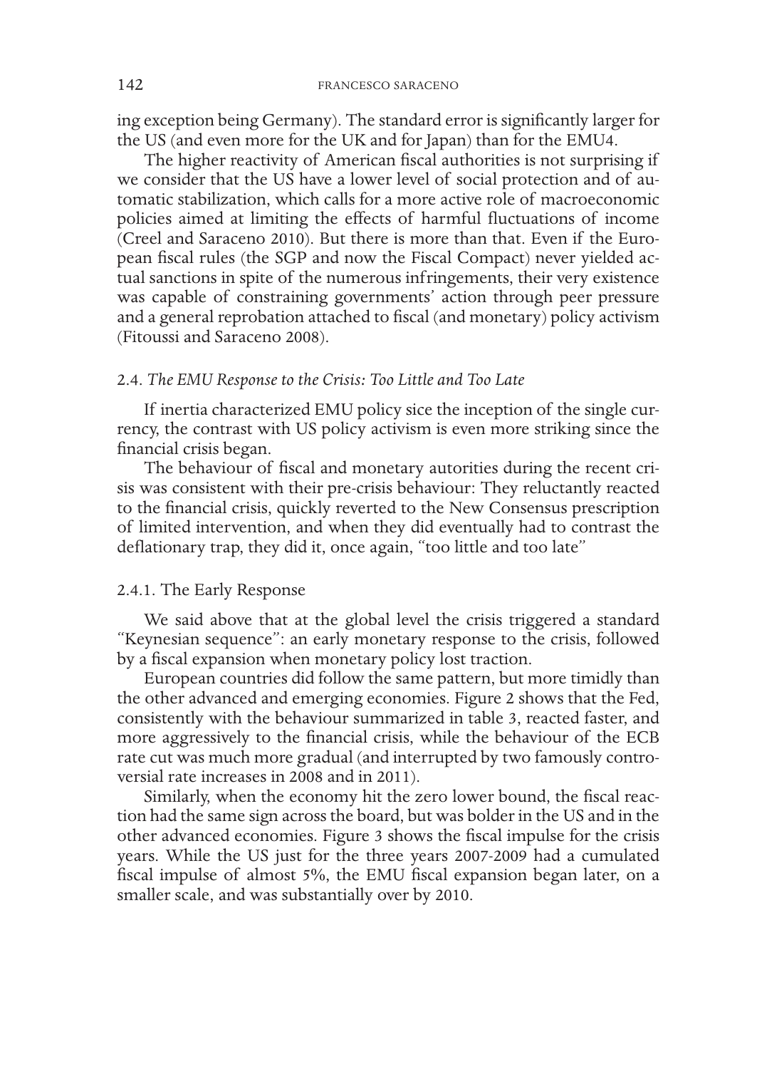ing exception being Germany). The standard error is significantly larger for the US (and even more for the UK and for Japan) than for the EMU4.

The higher reactivity of American fiscal authorities is not surprising if we consider that the US have a lower level of social protection and of automatic stabilization, which calls for a more active role of macroeconomic policies aimed at limiting the effects of harmful fluctuations of income (Creel and Saraceno 2010). But there is more than that. Even if the European fiscal rules (the SGP and now the Fiscal Compact) never yielded actual sanctions in spite of the numerous infringements, their very existence was capable of constraining governments' action through peer pressure and a general reprobation attached to fiscal (and monetary) policy activism (Fitoussi and Saraceno 2008).

### 2.4. *The EMU Response to the Crisis: Too Little and Too Late*

If inertia characterized EMU policy sice the inception of the single currency, the contrast with US policy activism is even more striking since the financial crisis began.

The behaviour of fiscal and monetary autorities during the recent crisis was consistent with their pre-crisis behaviour: They reluctantly reacted to the financial crisis, quickly reverted to the New Consensus prescription of limited intervention, and when they did eventually had to contrast the deflationary trap, they did it, once again, "too little and too late"

#### 2.4.1. The Early Response

We said above that at the global level the crisis triggered a standard "Keynesian sequence": an early monetary response to the crisis, followed by a fiscal expansion when monetary policy lost traction.

European countries did follow the same pattern, but more timidly than the other advanced and emerging economies. Figure 2 shows that the Fed, consistently with the behaviour summarized in table 3, reacted faster, and more aggressively to the financial crisis, while the behaviour of the ECB rate cut was much more gradual (and interrupted by two famously controversial rate increases in 2008 and in 2011).

Similarly, when the economy hit the zero lower bound, the fiscal reaction had the same sign across the board, but was bolder in the US and in the other advanced economies. Figure 3 shows the fiscal impulse for the crisis years. While the US just for the three years 2007-2009 had a cumulated fiscal impulse of almost 5%, the EMU fiscal expansion began later, on a smaller scale, and was substantially over by 2010.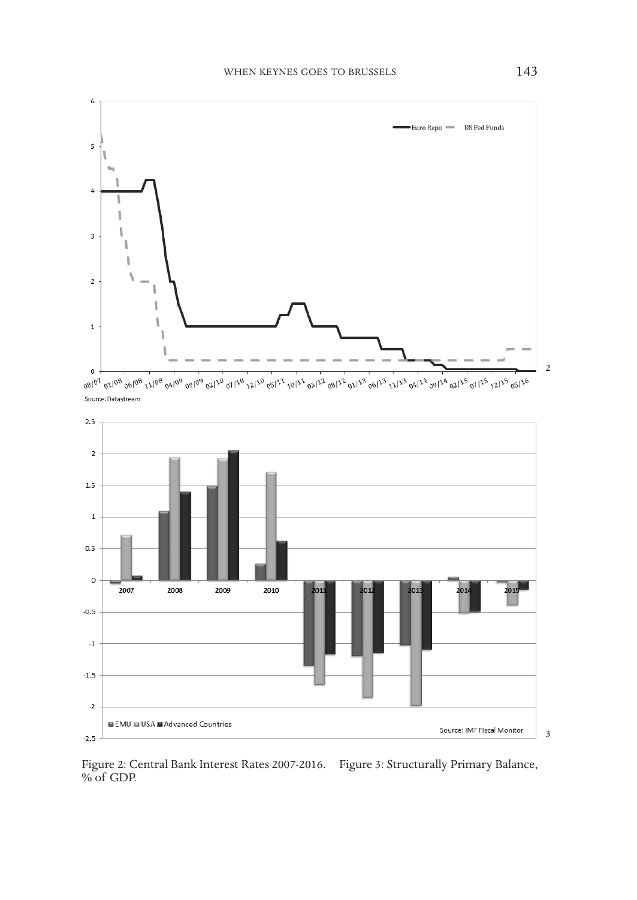Figure 2: Central Bank Interest Rates 2007-2016. Figure 3: Structurally Primary Balance, % of GDP.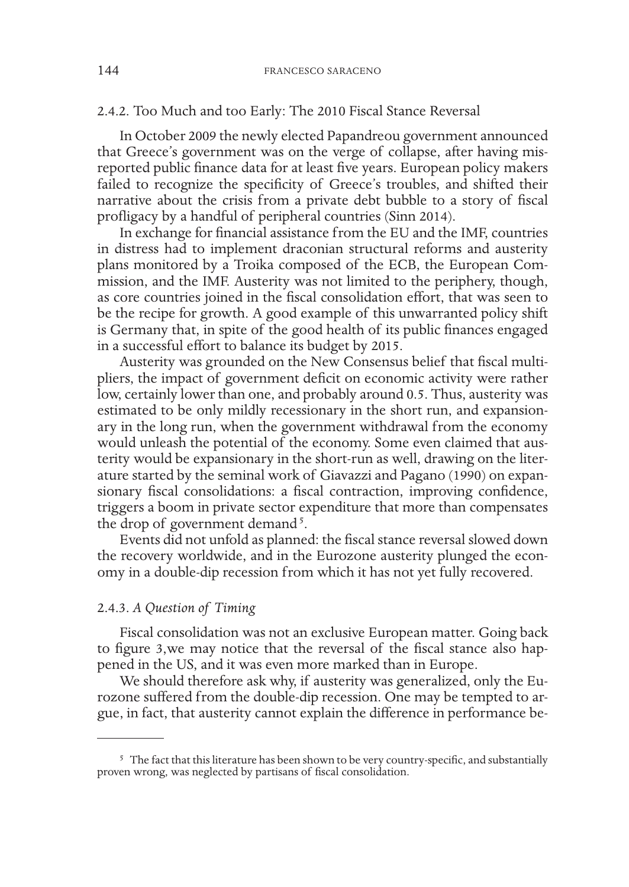### 2.4.2. Too Much and too Early: The 2010 Fiscal Stance Reversal

In October 2009 the newly elected Papandreou government announced that Greece's government was on the verge of collapse, after having misreported public finance data for at least five years. European policy makers failed to recognize the specificity of Greece's troubles, and shifted their narrative about the crisis from a private debt bubble to a story of fiscal profligacy by a handful of peripheral countries (Sinn 2014).

In exchange for financial assistance from the EU and the IMF, countries in distress had to implement draconian structural reforms and austerity plans monitored by a Troika composed of the ECB, the European Commission, and the IMF. Austerity was not limited to the periphery, though, as core countries joined in the fiscal consolidation effort, that was seen to be the recipe for growth. A good example of this unwarranted policy shift is Germany that, in spite of the good health of its public finances engaged in a successful effort to balance its budget by 2015.

Austerity was grounded on the New Consensus belief that fiscal multipliers, the impact of government deficit on economic activity were rather low, certainly lower than one, and probably around 0.5. Thus, austerity was estimated to be only mildly recessionary in the short run, and expansionary in the long run, when the government withdrawal from the economy would unleash the potential of the economy. Some even claimed that austerity would be expansionary in the short-run as well, drawing on the literature started by the seminal work of Giavazzi and Pagano (1990) on expansionary fiscal consolidations: a fiscal contraction, improving confidence, triggers a boom in private sector expenditure that more than compensates the drop of government demand [5].

Events did not unfold as planned: the fiscal stance reversal slowed down the recovery worldwide, and in the Eurozone austerity plunged the economy in a double-dip recession from which it has not yet fully recovered.

### 2.4.3. *A Question of Timing*

Fiscal consolidation was not an exclusive European matter. Going back to figure 3,we may notice that the reversal of the fiscal stance also happened in the US, and it was even more marked than in Europe.

We should therefore ask why, if austerity was generalized, only the Eurozone suffered from the double-dip recession. One may be tempted to argue, in fact, that austerity cannot explain the difference in performance be-

---

[5] The fact that this literature has been shown to be very country-specific, and substantially proven wrong, was neglected by partisans of fiscal consolidation.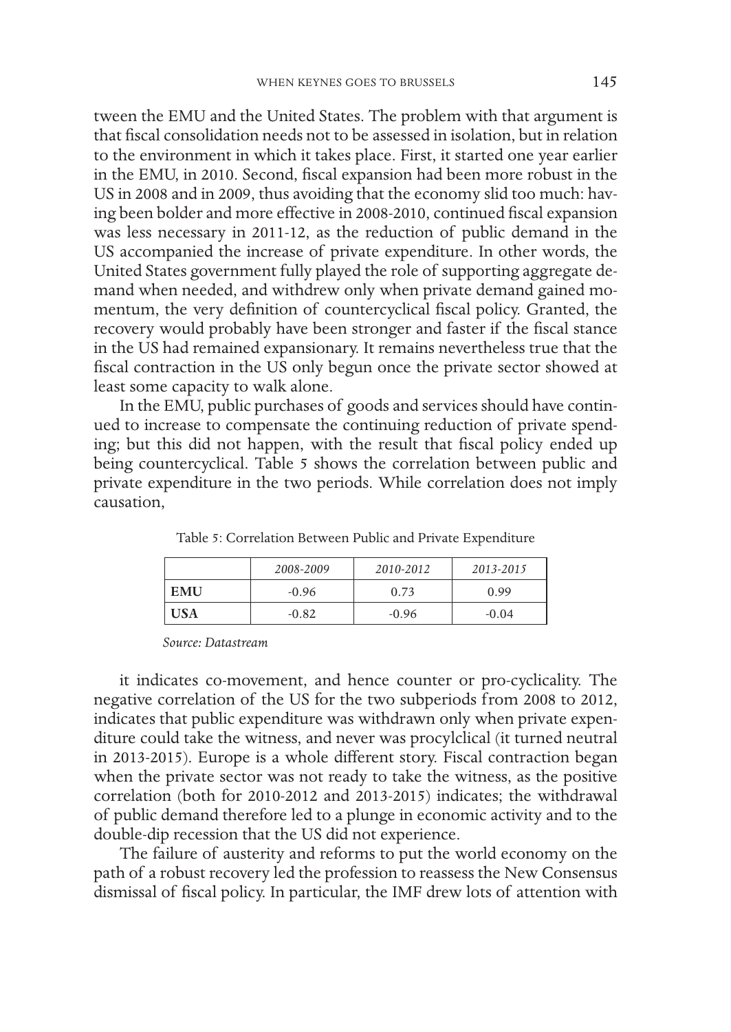tween the EMU and the United States. The problem with that argument is that fiscal consolidation needs not to be assessed in isolation, but in relation to the environment in which it takes place. First, it started one year earlier in the EMU, in 2010. Second, fiscal expansion had been more robust in the US in 2008 and in 2009, thus avoiding that the economy slid too much: having been bolder and more effective in 2008-2010, continued fiscal expansion was less necessary in 2011-12, as the reduction of public demand in the US accompanied the increase of private expenditure. In other words, the United States government fully played the role of supporting aggregate demand when needed, and withdrew only when private demand gained momentum, the very definition of countercyclical fiscal policy. Granted, the recovery would probably have been stronger and faster if the fiscal stance in the US had remained expansionary. It remains nevertheless true that the fiscal contraction in the US only begun once the private sector showed at least some capacity to walk alone.

In the EMU, public purchases of goods and services should have continued to increase to compensate the continuing reduction of private spending; but this did not happen, with the result that fiscal policy ended up being countercyclical. Table 5 shows the correlation between public and private expenditure in the two periods. While correlation does not imply causation,

Table 5: Correlation Between Public and Private Expenditure

| | *2008-2009* | *2010-2012* | *2013-2015* |
|---|---|---|---|
| **EMU** | -0.96 | 0.73 | 0.99 |
| **USA** | -0.82 | -0.96 | -0.04 |

*Source: Datastream*

it indicates co-movement, and hence counter or pro-cyclicality. The negative correlation of the US for the two subperiods from 2008 to 2012, indicates that public expenditure was withdrawn only when private expenditure could take the witness, and never was procylclical (it turned neutral in 2013-2015). Europe is a whole different story. Fiscal contraction began when the private sector was not ready to take the witness, as the positive correlation (both for 2010-2012 and 2013-2015) indicates; the withdrawal of public demand therefore led to a plunge in economic activity and to the double-dip recession that the US did not experience.

The failure of austerity and reforms to put the world economy on the path of a robust recovery led the profession to reassess the New Consensus dismissal of fiscal policy. In particular, the IMF drew lots of attention with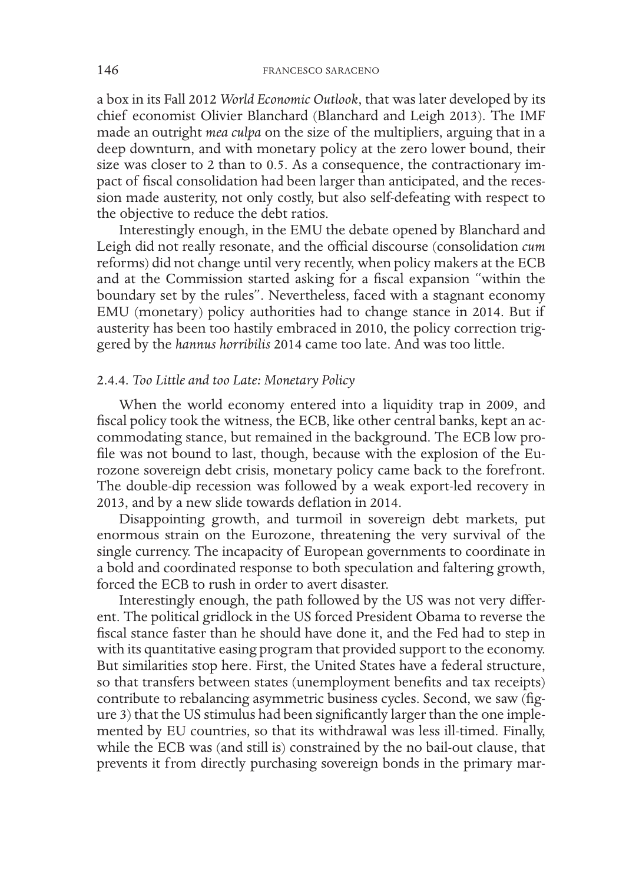a box in its Fall 2012 *World Economic Outlook*, that was later developed by its chief economist Olivier Blanchard (Blanchard and Leigh 2013). The IMF made an outright *mea culpa* on the size of the multipliers, arguing that in a deep downturn, and with monetary policy at the zero lower bound, their size was closer to 2 than to 0.5. As a consequence, the contractionary impact of fiscal consolidation had been larger than anticipated, and the recession made austerity, not only costly, but also self-defeating with respect to the objective to reduce the debt ratios.

Interestingly enough, in the EMU the debate opened by Blanchard and Leigh did not really resonate, and the official discourse (consolidation *cum* reforms) did not change until very recently, when policy makers at the ECB and at the Commission started asking for a fiscal expansion "within the boundary set by the rules". Nevertheless, faced with a stagnant economy EMU (monetary) policy authorities had to change stance in 2014. But if austerity has been too hastily embraced in 2010, the policy correction triggered by the *hannus horribilis* 2014 came too late. And was too little.

### 2.4.4. *Too Little and too Late: Monetary Policy*

When the world economy entered into a liquidity trap in 2009, and fiscal policy took the witness, the ECB, like other central banks, kept an accommodating stance, but remained in the background. The ECB low profile was not bound to last, though, because with the explosion of the Eurozone sovereign debt crisis, monetary policy came back to the forefront. The double-dip recession was followed by a weak export-led recovery in 2013, and by a new slide towards deflation in 2014.

Disappointing growth, and turmoil in sovereign debt markets, put enormous strain on the Eurozone, threatening the very survival of the single currency. The incapacity of European governments to coordinate in a bold and coordinated response to both speculation and faltering growth, forced the ECB to rush in order to avert disaster.

Interestingly enough, the path followed by the US was not very different. The political gridlock in the US forced President Obama to reverse the fiscal stance faster than he should have done it, and the Fed had to step in with its quantitative easing program that provided support to the economy. But similarities stop here. First, the United States have a federal structure, so that transfers between states (unemployment benefits and tax receipts) contribute to rebalancing asymmetric business cycles. Second, we saw (figure 3) that the US stimulus had been significantly larger than the one implemented by EU countries, so that its withdrawal was less ill-timed. Finally, while the ECB was (and still is) constrained by the no bail-out clause, that prevents it from directly purchasing sovereign bonds in the primary mar-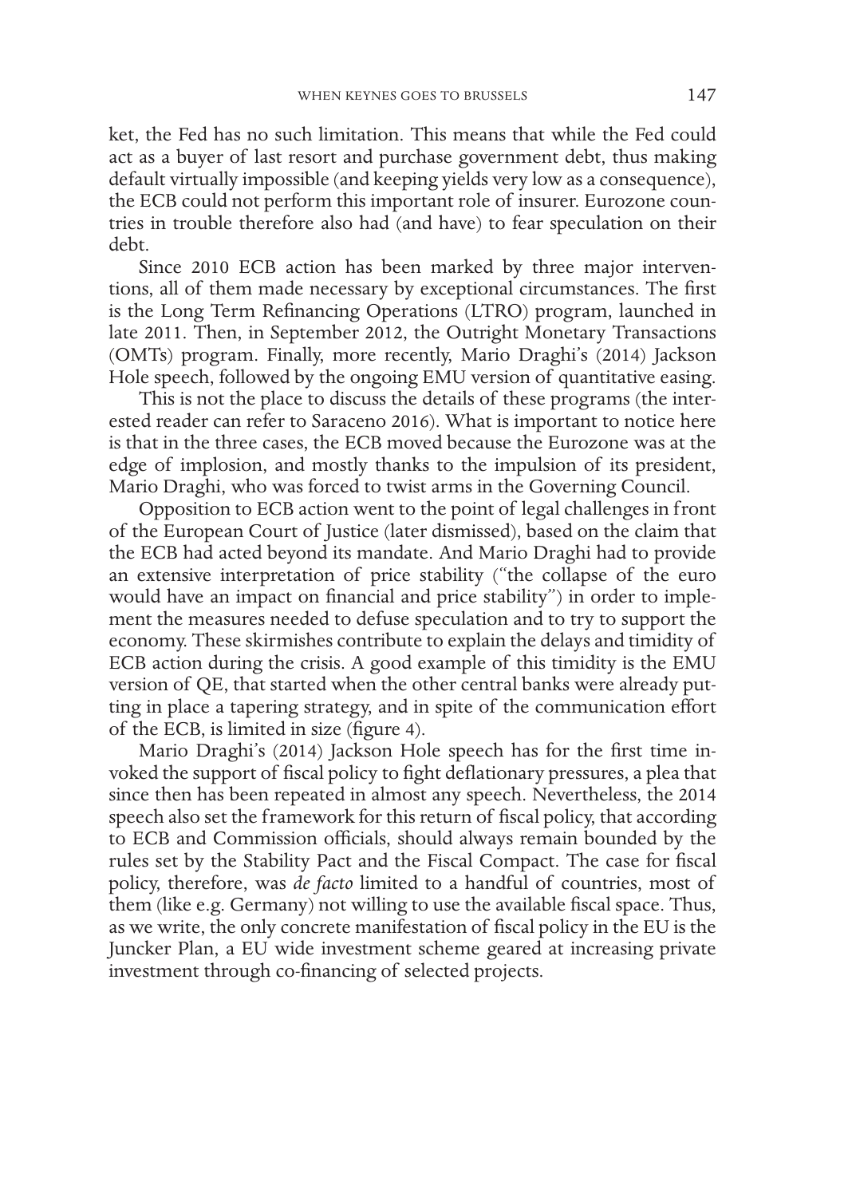ket, the Fed has no such limitation. This means that while the Fed could act as a buyer of last resort and purchase government debt, thus making default virtually impossible (and keeping yields very low as a consequence), the ECB could not perform this important role of insurer. Eurozone countries in trouble therefore also had (and have) to fear speculation on their debt.

Since 2010 ECB action has been marked by three major interventions, all of them made necessary by exceptional circumstances. The first is the Long Term Refinancing Operations (LTRO) program, launched in late 2011. Then, in September 2012, the Outright Monetary Transactions (OMTs) program. Finally, more recently, Mario Draghi's (2014) Jackson Hole speech, followed by the ongoing EMU version of quantitative easing.

This is not the place to discuss the details of these programs (the interested reader can refer to Saraceno 2016). What is important to notice here is that in the three cases, the ECB moved because the Eurozone was at the edge of implosion, and mostly thanks to the impulsion of its president, Mario Draghi, who was forced to twist arms in the Governing Council.

Opposition to ECB action went to the point of legal challenges in front of the European Court of Justice (later dismissed), based on the claim that the ECB had acted beyond its mandate. And Mario Draghi had to provide an extensive interpretation of price stability ("the collapse of the euro would have an impact on financial and price stability") in order to implement the measures needed to defuse speculation and to try to support the economy. These skirmishes contribute to explain the delays and timidity of ECB action during the crisis. A good example of this timidity is the EMU version of QE, that started when the other central banks were already putting in place a tapering strategy, and in spite of the communication effort of the ECB, is limited in size (figure 4).

Mario Draghi's (2014) Jackson Hole speech has for the first time invoked the support of fiscal policy to fight deflationary pressures, a plea that since then has been repeated in almost any speech. Nevertheless, the 2014 speech also set the framework for this return of fiscal policy, that according to ECB and Commission officials, should always remain bounded by the rules set by the Stability Pact and the Fiscal Compact. The case for fiscal policy, therefore, was *de facto* limited to a handful of countries, most of them (like e.g. Germany) not willing to use the available fiscal space. Thus, as we write, the only concrete manifestation of fiscal policy in the EU is the Juncker Plan, a EU wide investment scheme geared at increasing private investment through co-financing of selected projects.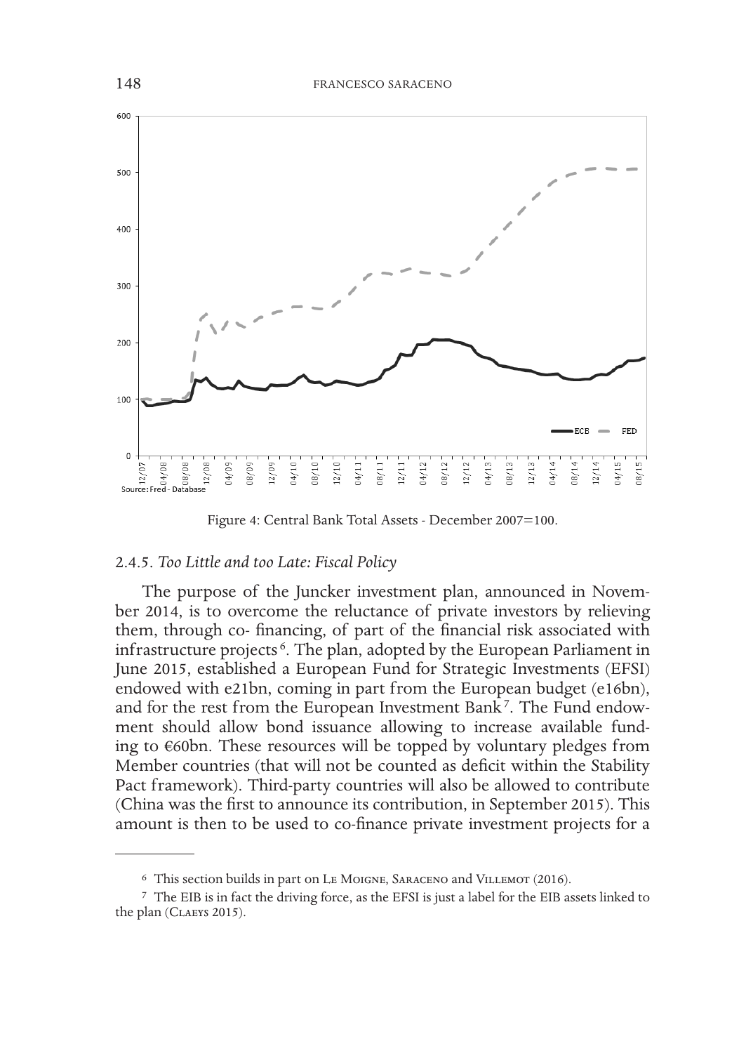Figure 4: Central Bank Total Assets - December 2007=100.

### 2.4.5. *Too Little and too Late: Fiscal Policy*

The purpose of the Juncker investment plan, announced in November 2014, is to overcome the reluctance of private investors by relieving them, through co- financing, of part of the financial risk associated with infrastructure projects[6]. The plan, adopted by the European Parliament in June 2015, established a European Fund for Strategic Investments (EFSI) endowed with e21bn, coming in part from the European budget (e16bn), and for the rest from the European Investment Bank[7]. The Fund endowment should allow bond issuance allowing to increase available funding to €60bn. These resources will be topped by voluntary pledges from Member countries (that will not be counted as deficit within the Stability Pact framework). Third-party countries will also be allowed to contribute (China was the first to announce its contribution, in September 2015). This amount is then to be used to co-finance private investment projects for a

---

[6] This section builds in part on Le Moigne, Saraceno and Villemot (2016).

[7] The EIB is in fact the driving force, as the EFSI is just a label for the EIB assets linked to the plan (Claeys 2015).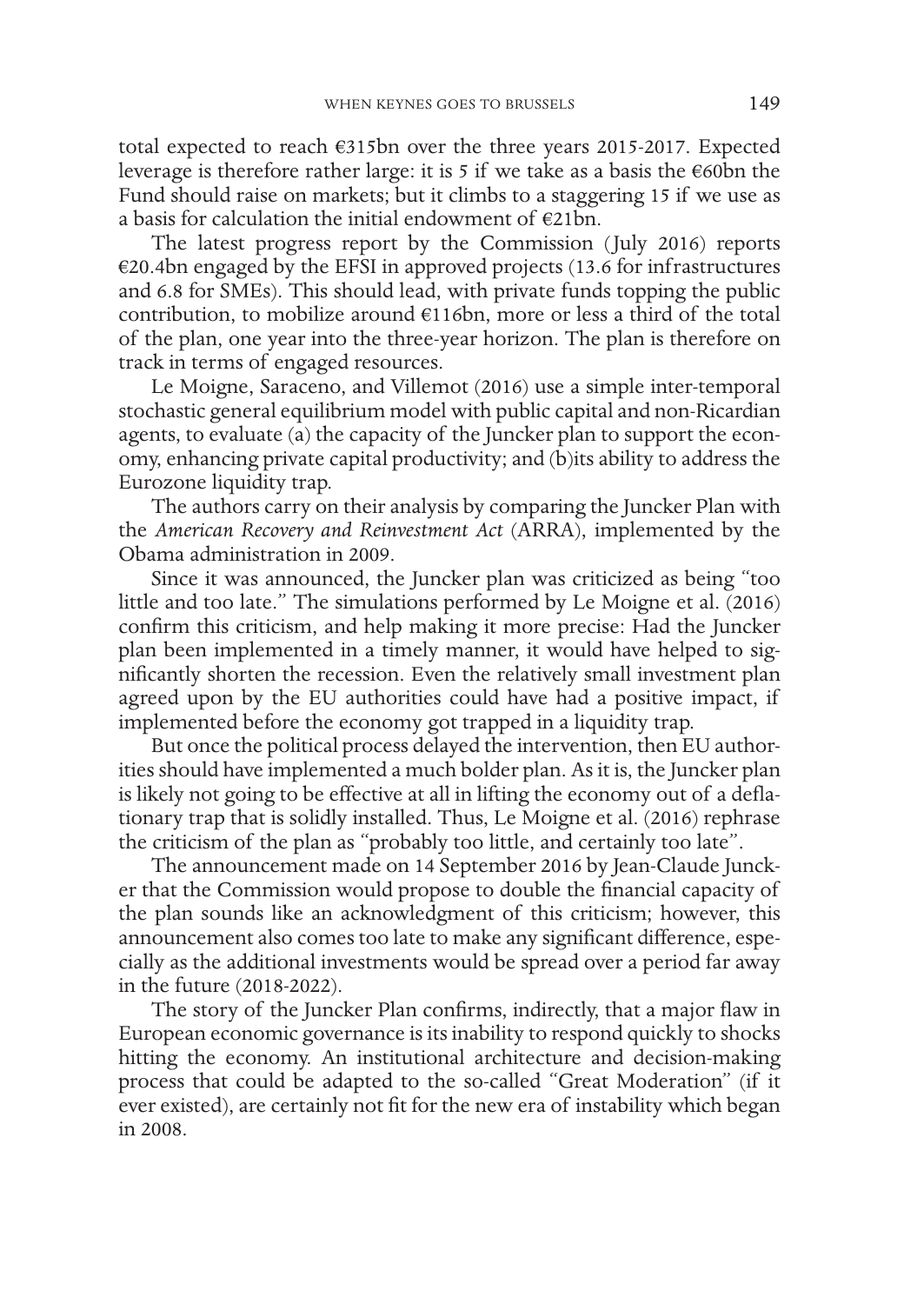total expected to reach €315bn over the three years 2015-2017. Expected leverage is therefore rather large: it is 5 if we take as a basis the €60bn the Fund should raise on markets; but it climbs to a staggering 15 if we use as a basis for calculation the initial endowment of €21bn.

The latest progress report by the Commission (July 2016) reports €20.4bn engaged by the EFSI in approved projects (13.6 for infrastructures and 6.8 for SMEs). This should lead, with private funds topping the public contribution, to mobilize around €116bn, more or less a third of the total of the plan, one year into the three-year horizon. The plan is therefore on track in terms of engaged resources.

Le Moigne, Saraceno, and Villemot (2016) use a simple inter-temporal stochastic general equilibrium model with public capital and non-Ricardian agents, to evaluate (a) the capacity of the Juncker plan to support the economy, enhancing private capital productivity; and (b)its ability to address the Eurozone liquidity trap.

The authors carry on their analysis by comparing the Juncker Plan with the *American Recovery and Reinvestment Act* (ARRA), implemented by the Obama administration in 2009.

Since it was announced, the Juncker plan was criticized as being "too little and too late." The simulations performed by Le Moigne et al. (2016) confirm this criticism, and help making it more precise: Had the Juncker plan been implemented in a timely manner, it would have helped to significantly shorten the recession. Even the relatively small investment plan agreed upon by the EU authorities could have had a positive impact, if implemented before the economy got trapped in a liquidity trap.

But once the political process delayed the intervention, then EU authorities should have implemented a much bolder plan. As it is, the Juncker plan is likely not going to be effective at all in lifting the economy out of a deflationary trap that is solidly installed. Thus, Le Moigne et al. (2016) rephrase the criticism of the plan as "probably too little, and certainly too late".

The announcement made on 14 September 2016 by Jean-Claude Juncker that the Commission would propose to double the financial capacity of the plan sounds like an acknowledgment of this criticism; however, this announcement also comes too late to make any significant difference, especially as the additional investments would be spread over a period far away in the future (2018-2022).

The story of the Juncker Plan confirms, indirectly, that a major flaw in European economic governance is its inability to respond quickly to shocks hitting the economy. An institutional architecture and decision-making process that could be adapted to the so-called "Great Moderation" (if it ever existed), are certainly not fit for the new era of instability which began in 2008.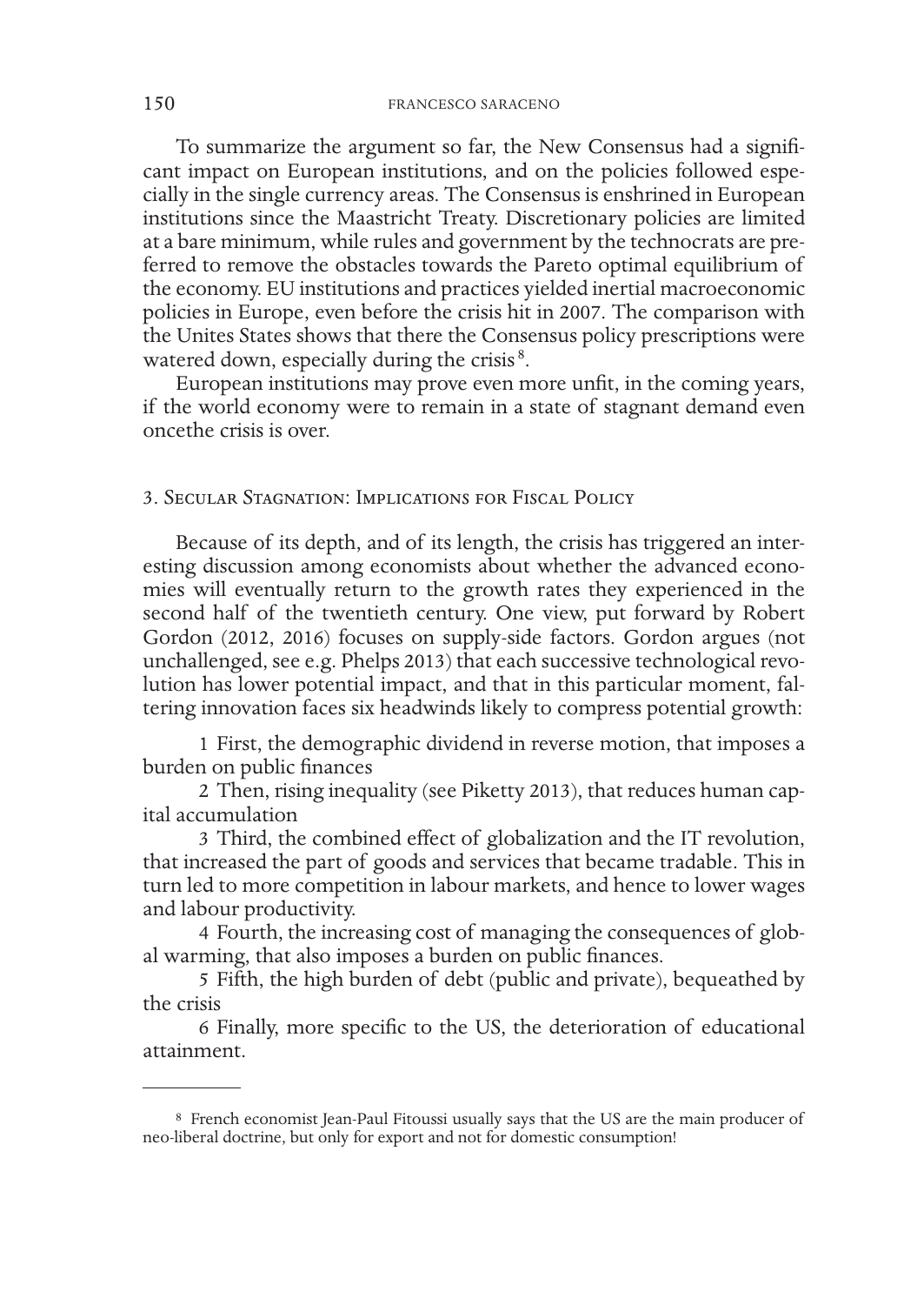To summarize the argument so far, the New Consensus had a significant impact on European institutions, and on the policies followed especially in the single currency areas. The Consensus is enshrined in European institutions since the Maastricht Treaty. Discretionary policies are limited at a bare minimum, while rules and government by the technocrats are preferred to remove the obstacles towards the Pareto optimal equilibrium of the economy. EU institutions and practices yielded inertial macroeconomic policies in Europe, even before the crisis hit in 2007. The comparison with the Unites States shows that there the Consensus policy prescriptions were watered down, especially during the crisis [8].

European institutions may prove even more unfit, in the coming years, if the world economy were to remain in a state of stagnant demand even oncethe crisis is over.

## 3. Secular Stagnation: Implications for Fiscal Policy

Because of its depth, and of its length, the crisis has triggered an interesting discussion among economists about whether the advanced economies will eventually return to the growth rates they experienced in the second half of the twentieth century. One view, put forward by Robert Gordon (2012, 2016) focuses on supply-side factors. Gordon argues (not unchallenged, see e.g. Phelps 2013) that each successive technological revolution has lower potential impact, and that in this particular moment, faltering innovation faces six headwinds likely to compress potential growth:

1 First, the demographic dividend in reverse motion, that imposes a burden on public finances

2 Then, rising inequality (see Piketty 2013), that reduces human capital accumulation

3 Third, the combined effect of globalization and the IT revolution, that increased the part of goods and services that became tradable. This in turn led to more competition in labour markets, and hence to lower wages and labour productivity.

4 Fourth, the increasing cost of managing the consequences of global warming, that also imposes a burden on public finances.

5 Fifth, the high burden of debt (public and private), bequeathed by the crisis

6 Finally, more specific to the US, the deterioration of educational attainment.

---

[8] French economist Jean-Paul Fitoussi usually says that the US are the main producer of neo-liberal doctrine, but only for export and not for domestic consumption!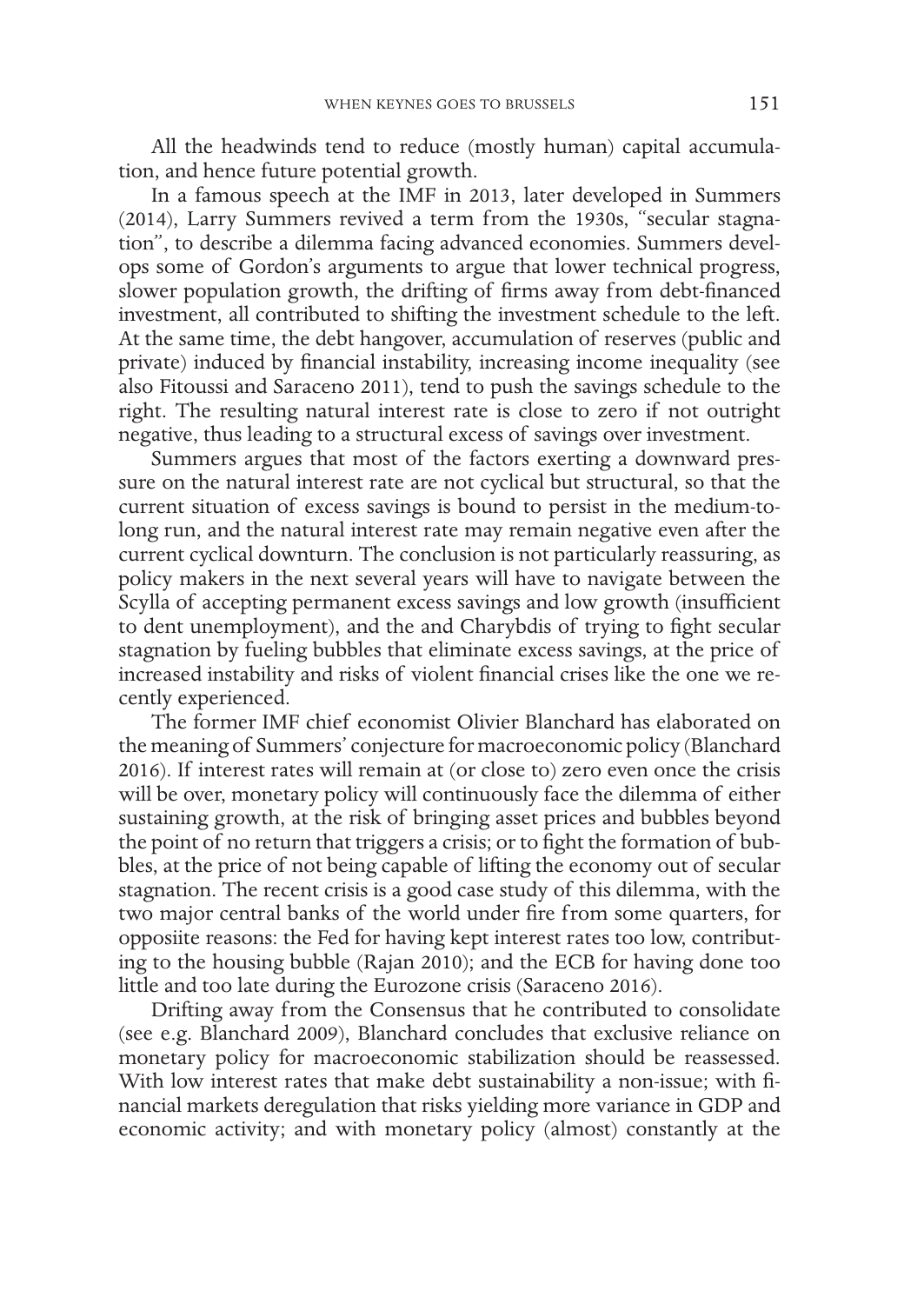All the headwinds tend to reduce (mostly human) capital accumulation, and hence future potential growth.

In a famous speech at the IMF in 2013, later developed in Summers (2014), Larry Summers revived a term from the 1930s, "secular stagnation", to describe a dilemma facing advanced economies. Summers develops some of Gordon's arguments to argue that lower technical progress, slower population growth, the drifting of firms away from debt-financed investment, all contributed to shifting the investment schedule to the left. At the same time, the debt hangover, accumulation of reserves (public and private) induced by financial instability, increasing income inequality (see also Fitoussi and Saraceno 2011), tend to push the savings schedule to the right. The resulting natural interest rate is close to zero if not outright negative, thus leading to a structural excess of savings over investment.

Summers argues that most of the factors exerting a downward pressure on the natural interest rate are not cyclical but structural, so that the current situation of excess savings is bound to persist in the medium-to-long run, and the natural interest rate may remain negative even after the current cyclical downturn. The conclusion is not particularly reassuring, as policy makers in the next several years will have to navigate between the Scylla of accepting permanent excess savings and low growth (insufficient to dent unemployment), and the and Charybdis of trying to fight secular stagnation by fueling bubbles that eliminate excess savings, at the price of increased instability and risks of violent financial crises like the one we recently experienced.

The former IMF chief economist Olivier Blanchard has elaborated on the meaning of Summers' conjecture for macroeconomic policy (Blanchard 2016). If interest rates will remain at (or close to) zero even once the crisis will be over, monetary policy will continuously face the dilemma of either sustaining growth, at the risk of bringing asset prices and bubbles beyond the point of no return that triggers a crisis; or to fight the formation of bubbles, at the price of not being capable of lifting the economy out of secular stagnation. The recent crisis is a good case study of this dilemma, with the two major central banks of the world under fire from some quarters, for opposiite reasons: the Fed for having kept interest rates too low, contributing to the housing bubble (Rajan 2010); and the ECB for having done too little and too late during the Eurozone crisis (Saraceno 2016).

Drifting away from the Consensus that he contributed to consolidate (see e.g. Blanchard 2009), Blanchard concludes that exclusive reliance on monetary policy for macroeconomic stabilization should be reassessed. With low interest rates that make debt sustainability a non-issue; with financial markets deregulation that risks yielding more variance in GDP and economic activity; and with monetary policy (almost) constantly at the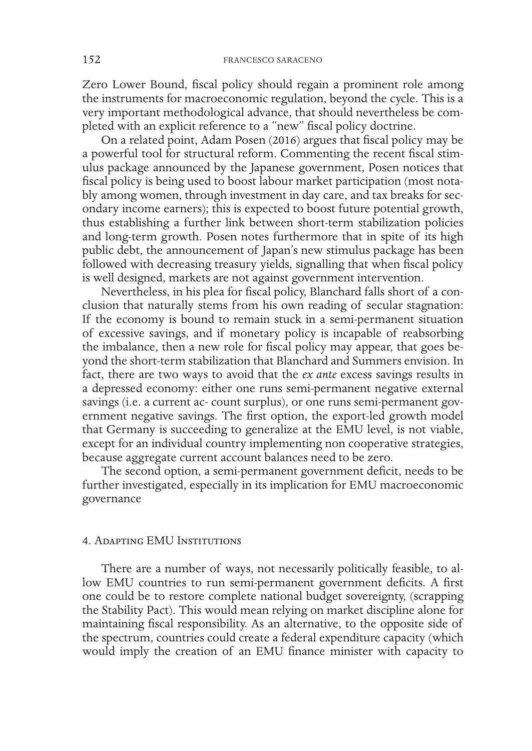Zero Lower Bound, fiscal policy should regain a prominent role among the instruments for macroeconomic regulation, beyond the cycle. This is a very important methodological advance, that should nevertheless be completed with an explicit reference to a "new" fiscal policy doctrine.

On a related point, Adam Posen (2016) argues that fiscal policy may be a powerful tool for structural reform. Commenting the recent fiscal stimulus package announced by the Japanese government, Posen notices that fiscal policy is being used to boost labour market participation (most notably among women, through investment in day care, and tax breaks for secondary income earners); this is expected to boost future potential growth, thus establishing a further link between short-term stabilization policies and long-term growth. Posen notes furthermore that in spite of its high public debt, the announcement of Japan's new stimulus package has been followed with decreasing treasury yields, signalling that when fiscal policy is well designed, markets are not against government intervention.

Nevertheless, in his plea for fiscal policy, Blanchard falls short of a conclusion that naturally stems from his own reading of secular stagnation: If the economy is bound to remain stuck in a semi-permanent situation of excessive savings, and if monetary policy is incapable of reabsorbing the imbalance, then a new role for fiscal policy may appear, that goes beyond the short-term stabilization that Blanchard and Summers envision. In fact, there are two ways to avoid that the *ex ante* excess savings results in a depressed economy: either one runs semi-permanent negative external savings (i.e. a current ac- count surplus), or one runs semi-permanent government negative savings. The first option, the export-led growth model that Germany is succeeding to generalize at the EMU level, is not viable, except for an individual country implementing non cooperative strategies, because aggregate current account balances need to be zero.

The second option, a semi-permanent government deficit, needs to be further investigated, especially in its implication for EMU macroeconomic governance

## 4. Adapting EMU Institutions

There are a number of ways, not necessarily politically feasible, to allow EMU countries to run semi-permanent government deficits. A first one could be to restore complete national budget sovereignty, (scrapping the Stability Pact). This would mean relying on market discipline alone for maintaining fiscal responsibility. As an alternative, to the opposite side of the spectrum, countries could create a federal expenditure capacity (which would imply the creation of an EMU finance minister with capacity to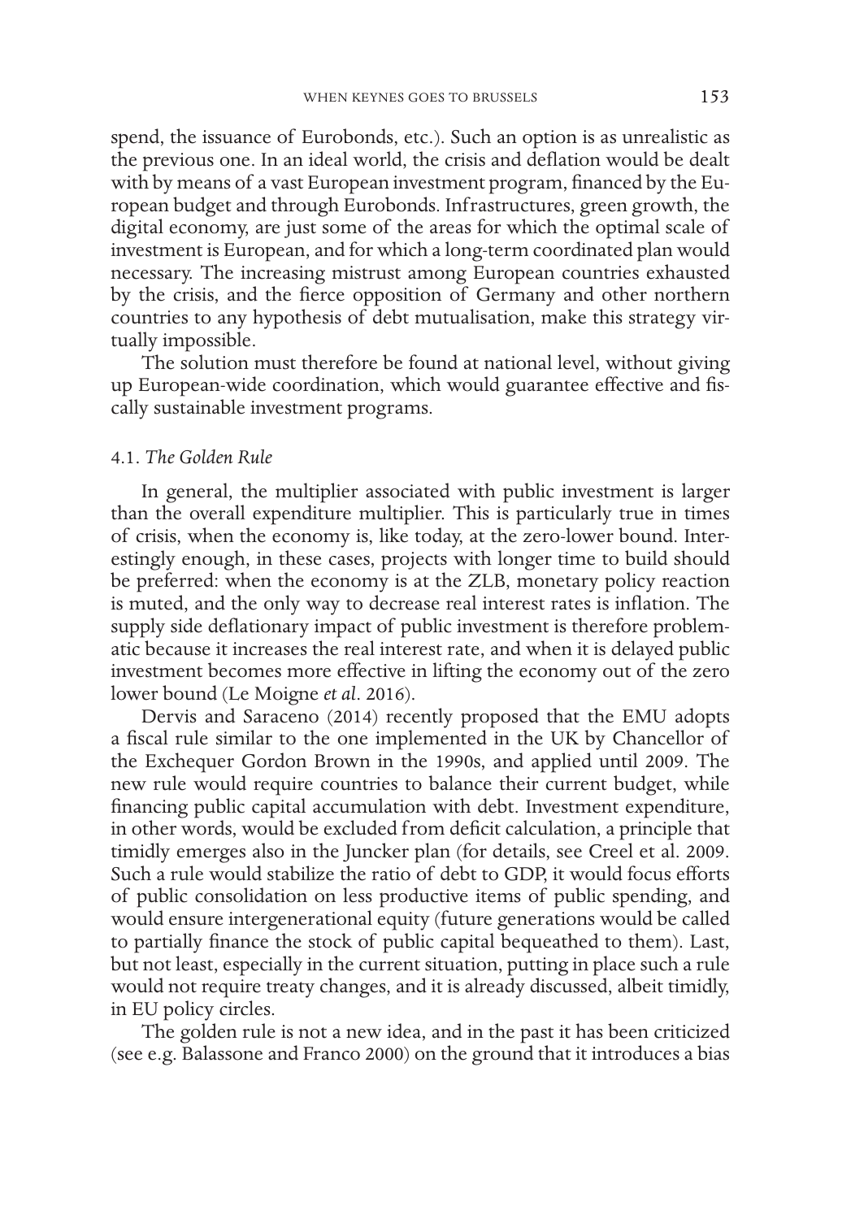spend, the issuance of Eurobonds, etc.). Such an option is as unrealistic as the previous one. In an ideal world, the crisis and deflation would be dealt with by means of a vast European investment program, financed by the European budget and through Eurobonds. Infrastructures, green growth, the digital economy, are just some of the areas for which the optimal scale of investment is European, and for which a long-term coordinated plan would necessary. The increasing mistrust among European countries exhausted by the crisis, and the fierce opposition of Germany and other northern countries to any hypothesis of debt mutualisation, make this strategy virtually impossible.

The solution must therefore be found at national level, without giving up European-wide coordination, which would guarantee effective and fiscally sustainable investment programs.

### 4.1. *The Golden Rule*

In general, the multiplier associated with public investment is larger than the overall expenditure multiplier. This is particularly true in times of crisis, when the economy is, like today, at the zero-lower bound. Interestingly enough, in these cases, projects with longer time to build should be preferred: when the economy is at the ZLB, monetary policy reaction is muted, and the only way to decrease real interest rates is inflation. The supply side deflationary impact of public investment is therefore problematic because it increases the real interest rate, and when it is delayed public investment becomes more effective in lifting the economy out of the zero lower bound (Le Moigne *et al*. 2016).

Dervis and Saraceno (2014) recently proposed that the EMU adopts a fiscal rule similar to the one implemented in the UK by Chancellor of the Exchequer Gordon Brown in the 1990s, and applied until 2009. The new rule would require countries to balance their current budget, while financing public capital accumulation with debt. Investment expenditure, in other words, would be excluded from deficit calculation, a principle that timidly emerges also in the Juncker plan (for details, see Creel et al. 2009. Such a rule would stabilize the ratio of debt to GDP, it would focus efforts of public consolidation on less productive items of public spending, and would ensure intergenerational equity (future generations would be called to partially finance the stock of public capital bequeathed to them). Last, but not least, especially in the current situation, putting in place such a rule would not require treaty changes, and it is already discussed, albeit timidly, in EU policy circles.

The golden rule is not a new idea, and in the past it has been criticized (see e.g. Balassone and Franco 2000) on the ground that it introduces a bias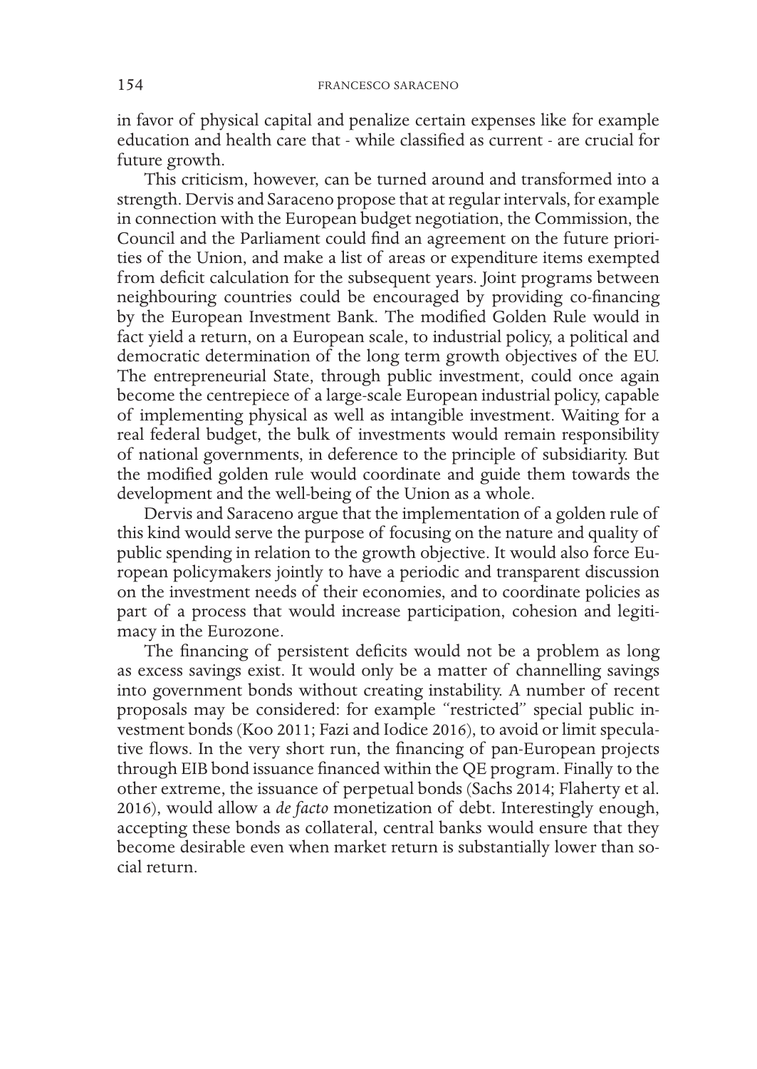in favor of physical capital and penalize certain expenses like for example education and health care that - while classified as current - are crucial for future growth.

This criticism, however, can be turned around and transformed into a strength. Dervis and Saraceno propose that at regular intervals, for example in connection with the European budget negotiation, the Commission, the Council and the Parliament could find an agreement on the future priorities of the Union, and make a list of areas or expenditure items exempted from deficit calculation for the subsequent years. Joint programs between neighbouring countries could be encouraged by providing co-financing by the European Investment Bank. The modified Golden Rule would in fact yield a return, on a European scale, to industrial policy, a political and democratic determination of the long term growth objectives of the EU. The entrepreneurial State, through public investment, could once again become the centrepiece of a large-scale European industrial policy, capable of implementing physical as well as intangible investment. Waiting for a real federal budget, the bulk of investments would remain responsibility of national governments, in deference to the principle of subsidiarity. But the modified golden rule would coordinate and guide them towards the development and the well-being of the Union as a whole.

Dervis and Saraceno argue that the implementation of a golden rule of this kind would serve the purpose of focusing on the nature and quality of public spending in relation to the growth objective. It would also force European policymakers jointly to have a periodic and transparent discussion on the investment needs of their economies, and to coordinate policies as part of a process that would increase participation, cohesion and legitimacy in the Eurozone.

The financing of persistent deficits would not be a problem as long as excess savings exist. It would only be a matter of channelling savings into government bonds without creating instability. A number of recent proposals may be considered: for example "restricted" special public investment bonds (Koo 2011; Fazi and Iodice 2016), to avoid or limit speculative flows. In the very short run, the financing of pan-European projects through EIB bond issuance financed within the QE program. Finally to the other extreme, the issuance of perpetual bonds (Sachs 2014; Flaherty et al. 2016), would allow a *de facto* monetization of debt. Interestingly enough, accepting these bonds as collateral, central banks would ensure that they become desirable even when market return is substantially lower than social return.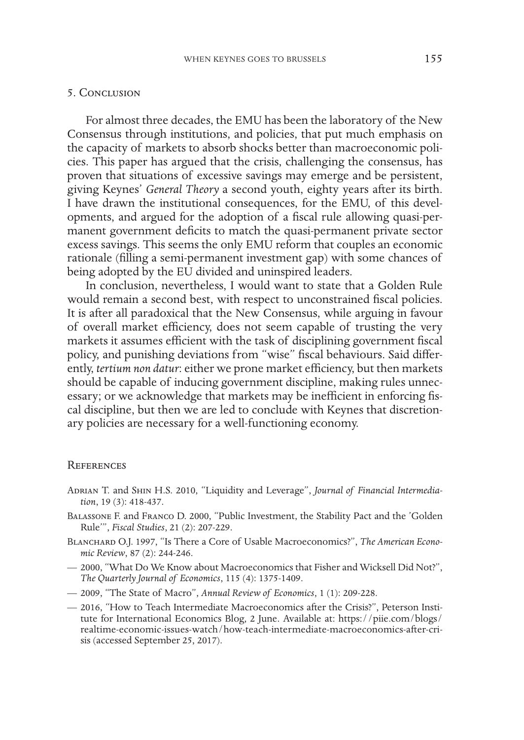## 5. Conclusion

For almost three decades, the EMU has been the laboratory of the New Consensus through institutions, and policies, that put much emphasis on the capacity of markets to absorb shocks better than macroeconomic policies. This paper has argued that the crisis, challenging the consensus, has proven that situations of excessive savings may emerge and be persistent, giving Keynes' *General Theory* a second youth, eighty years after its birth. I have drawn the institutional consequences, for the EMU, of this developments, and argued for the adoption of a fiscal rule allowing quasi-permanent government deficits to match the quasi-permanent private sector excess savings. This seems the only EMU reform that couples an economic rationale (filling a semi-permanent investment gap) with some chances of being adopted by the EU divided and uninspired leaders.

In conclusion, nevertheless, I would want to state that a Golden Rule would remain a second best, with respect to unconstrained fiscal policies. It is after all paradoxical that the New Consensus, while arguing in favour of overall market efficiency, does not seem capable of trusting the very markets it assumes efficient with the task of disciplining government fiscal policy, and punishing deviations from "wise" fiscal behaviours. Said differently, *tertium non datur*: either we prone market efficiency, but then markets should be capable of inducing government discipline, making rules unnecessary; or we acknowledge that markets may be inefficient in enforcing fiscal discipline, but then we are led to conclude with Keynes that discretionary policies are necessary for a well-functioning economy.

## References

Adrian T. and Shin H.S. 2010, "Liquidity and Leverage", *Journal of Financial Intermediation*, 19 (3): 418-437.

Balassone F. and Franco D. 2000, "Public Investment, the Stability Pact and the 'Golden Rule'", *Fiscal Studies*, 21 (2): 207-229.

Blanchard O.J. 1997, "Is There a Core of Usable Macroeconomics?", *The American Economic Review*, 87 (2): 244-246.

— 2000, "What Do We Know about Macroeconomics that Fisher and Wicksell Did Not?", *The Quarterly Journal of Economics*, 115 (4): 1375-1409.

— 2009, "The State of Macro", *Annual Review of Economics*, 1 (1): 209-228.

— 2016, "How to Teach Intermediate Macroeconomics after the Crisis?", Peterson Institute for International Economics Blog, 2 June. Available at: https://piie.com/blogs/realtime-economic-issues-watch/how-teach-intermediate-macroeconomics-after-crisis (accessed September 25, 2017).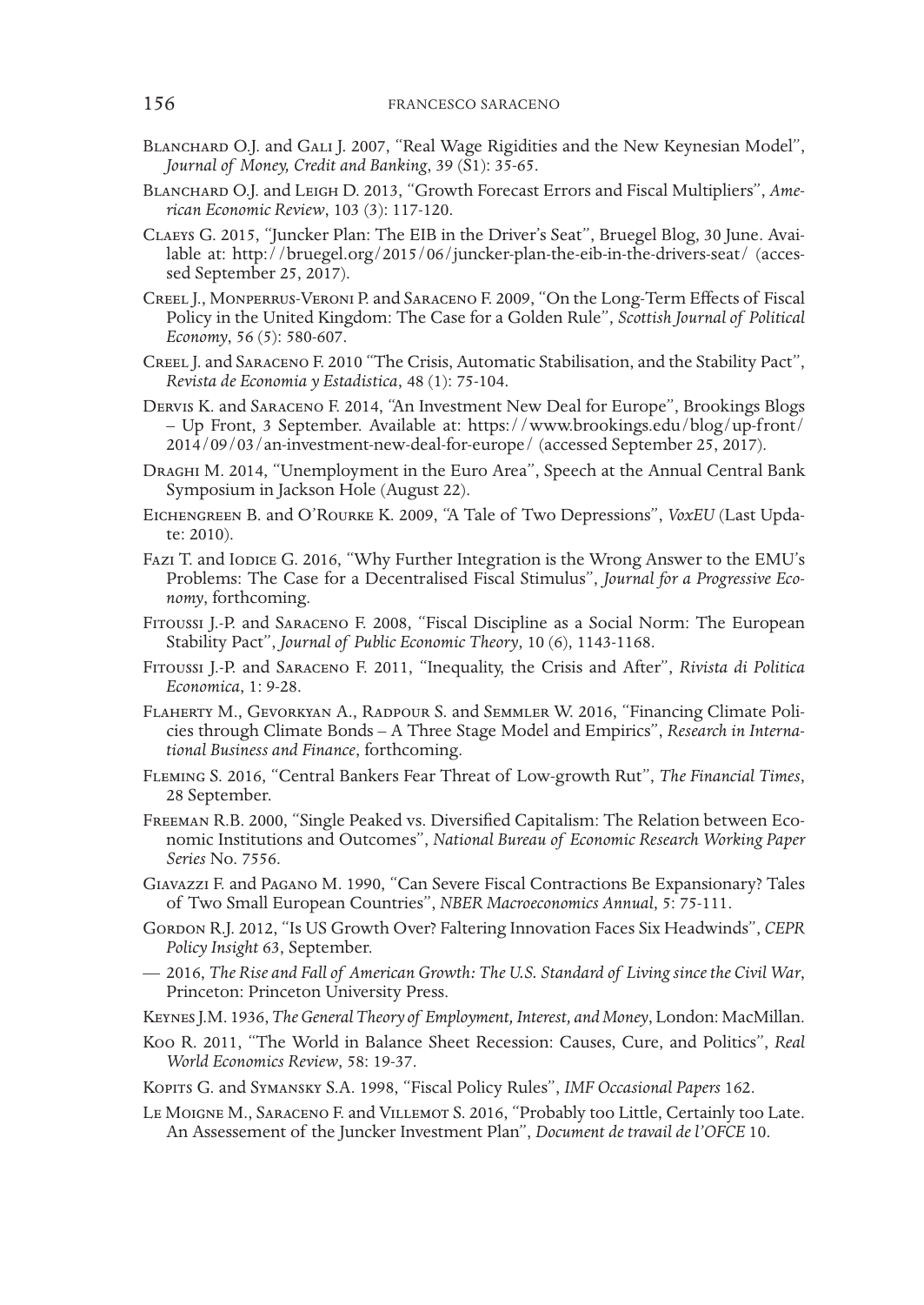Blanchard O.J. and Gali J. 2007, "Real Wage Rigidities and the New Keynesian Model", *Journal of Money, Credit and Banking*, 39 (S1): 35-65.

Blanchard O.J. and Leigh D. 2013, "Growth Forecast Errors and Fiscal Multipliers", *American Economic Review*, 103 (3): 117-120.

Claeys G. 2015, "Juncker Plan: The EIB in the Driver's Seat", Bruegel Blog, 30 June. Available at: http://bruegel.org/2015/06/juncker-plan-the-eib-in-the-drivers-seat/ (accessed September 25, 2017).

Creel J., Monperrus-Veroni P. and Saraceno F. 2009, "On the Long-Term Effects of Fiscal Policy in the United Kingdom: The Case for a Golden Rule", *Scottish Journal of Political Economy*, 56 (5): 580-607.

Creel J. and Saraceno F. 2010 "The Crisis, Automatic Stabilisation, and the Stability Pact", *Revista de Economia y Estadistica*, 48 (1): 75-104.

Dervis K. and Saraceno F. 2014, "An Investment New Deal for Europe", Brookings Blogs – Up Front, 3 September. Available at: https://www.brookings.edu/blog/up-front/2014/09/03/an-investment-new-deal-for-europe/ (accessed September 25, 2017).

Draghi M. 2014, "Unemployment in the Euro Area", Speech at the Annual Central Bank Symposium in Jackson Hole (August 22).

Eichengreen B. and O'Rourke K. 2009, "A Tale of Two Depressions", *VoxEU* (Last Update: 2010).

Fazi T. and Iodice G. 2016, "Why Further Integration is the Wrong Answer to the EMU's Problems: The Case for a Decentralised Fiscal Stimulus", *Journal for a Progressive Economy*, forthcoming.

Fitoussi J.-P. and Saraceno F. 2008, "Fiscal Discipline as a Social Norm: The European Stability Pact", *Journal of Public Economic Theory*, 10 (6), 1143-1168.

Fitoussi J.-P. and Saraceno F. 2011, "Inequality, the Crisis and After", *Rivista di Politica Economica*, 1: 9-28.

Flaherty M., Gevorkyan A., Radpour S. and Semmler W. 2016, "Financing Climate Policies through Climate Bonds – A Three Stage Model and Empirics", *Research in International Business and Finance*, forthcoming.

Fleming S. 2016, "Central Bankers Fear Threat of Low-growth Rut", *The Financial Times*, 28 September.

Freeman R.B. 2000, "Single Peaked vs. Diversified Capitalism: The Relation between Economic Institutions and Outcomes", *National Bureau of Economic Research Working Paper Series* No. 7556.

Giavazzi F. and Pagano M. 1990, "Can Severe Fiscal Contractions Be Expansionary? Tales of Two Small European Countries", *NBER Macroeconomics Annual*, 5: 75-111.

Gordon R.J. 2012, "Is US Growth Over? Faltering Innovation Faces Six Headwinds", *CEPR Policy Insight* 63, September.

— 2016, *The Rise and Fall of American Growth: The U.S. Standard of Living since the Civil War*, Princeton: Princeton University Press.

Keynes J.M. 1936, *The General Theory of Employment, Interest, and Money*, London: MacMillan.

Koo R. 2011, "The World in Balance Sheet Recession: Causes, Cure, and Politics", *Real World Economics Review*, 58: 19-37.

Kopits G. and Symansky S.A. 1998, "Fiscal Policy Rules", *IMF Occasional Papers* 162.

Le Moigne M., Saraceno F. and Villemot S. 2016, "Probably too Little, Certainly too Late. An Assessement of the Juncker Investment Plan", *Document de travail de l'OFCE* 10.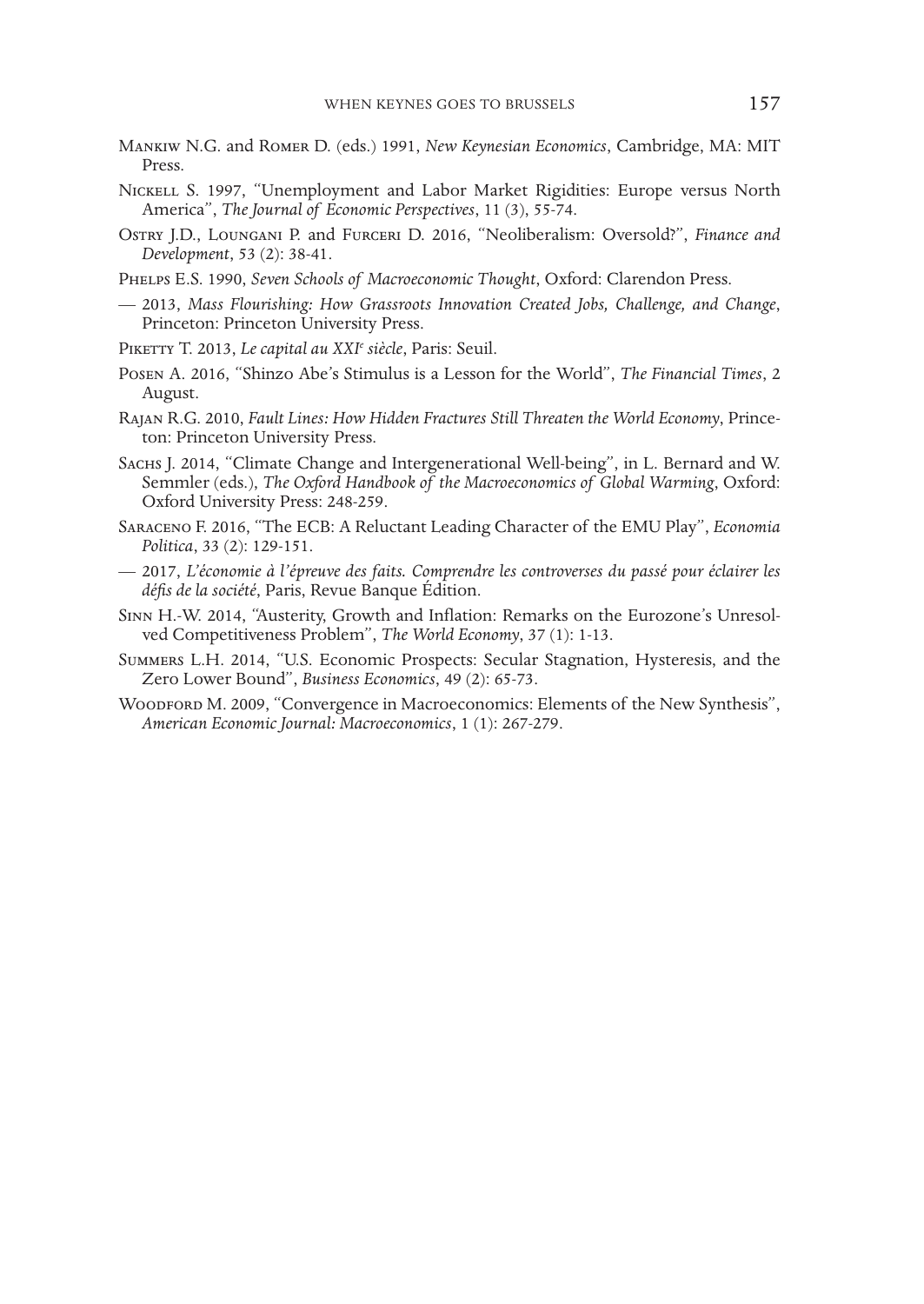Mankiw N.G. and Romer D. (eds.) 1991, *New Keynesian Economics*, Cambridge, MA: MIT Press.

Nickell S. 1997, "Unemployment and Labor Market Rigidities: Europe versus North America", *The Journal of Economic Perspectives*, 11 (3), 55-74.

Ostry J.D., Loungani P. and Furceri D. 2016, "Neoliberalism: Oversold?", *Finance and Development*, 53 (2): 38-41.

Phelps E.S. 1990, *Seven Schools of Macroeconomic Thought*, Oxford: Clarendon Press.

— 2013, *Mass Flourishing: How Grassroots Innovation Created Jobs, Challenge, and Change*, Princeton: Princeton University Press.

Piketty T. 2013, *Le capital au XXI*[e] *siècle*, Paris: Seuil.

Posen A. 2016, "Shinzo Abe's Stimulus is a Lesson for the World", *The Financial Times*, 2 August.

Rajan R.G. 2010, *Fault Lines: How Hidden Fractures Still Threaten the World Economy*, Princeton: Princeton University Press.

Sachs J. 2014, "Climate Change and Intergenerational Well-being", in L. Bernard and W. Semmler (eds.), *The Oxford Handbook of the Macroeconomics of Global Warming*, Oxford: Oxford University Press: 248-259.

Saraceno F. 2016, "The ECB: A Reluctant Leading Character of the EMU Play", *Economia Politica*, 33 (2): 129-151.

— 2017, *L'économie à l'épreuve des faits. Comprendre les controverses du passé pour éclairer les défis de la société*, Paris, Revue Banque Édition.

Sinn H.-W. 2014, "Austerity, Growth and Inflation: Remarks on the Eurozone's Unresolved Competitiveness Problem", *The World Economy*, 37 (1): 1-13.

Summers L.H. 2014, "U.S. Economic Prospects: Secular Stagnation, Hysteresis, and the Zero Lower Bound", *Business Economics*, 49 (2): 65-73.

Woodford M. 2009, "Convergence in Macroeconomics: Elements of the New Synthesis", *American Economic Journal: Macroeconomics*, 1 (1): 267-279.